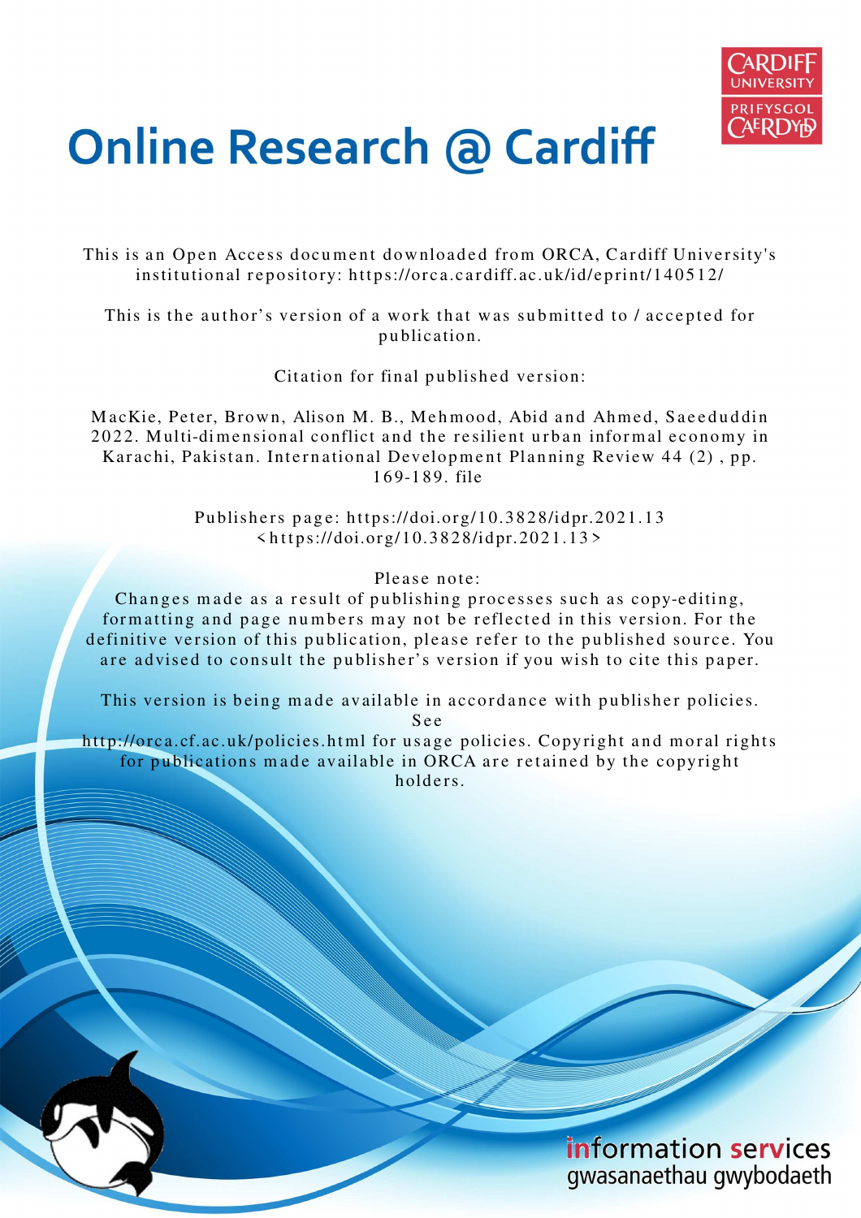# Online Research @ Cardiff

This is an Open Access document downloaded from ORCA, Cardiff University's institutional repository: https://orca.cardiff.ac.uk/id/eprint/140512/

This is the author's version of a work that was submitted to / accepted for publication.

Citation for final published version:

MacKie, Peter, Brown, Alison M. B., Mehmood, Abid and Ahmed, Saeeduddin 2022. Multi-dimensional conflict and the resilient urban informal economy in Karachi, Pakistan. International Development Planning Review 44 (2) , pp. 169-189. file

Publishers page: https://doi.org/10.3828/idpr.2021.13 <https://doi.org/10.3828/idpr.2021.13>

Please note:
Changes made as a result of publishing processes such as copy-editing, formatting and page numbers may not be reflected in this version. For the definitive version of this publication, please refer to the published source. You are advised to consult the publisher's version if you wish to cite this paper.

This version is being made available in accordance with publisher policies. See http://orca.cf.ac.uk/policies.html for usage policies. Copyright and moral rights for publications made available in ORCA are retained by the copyright holders.

information services
gwasanaethau gwybodaeth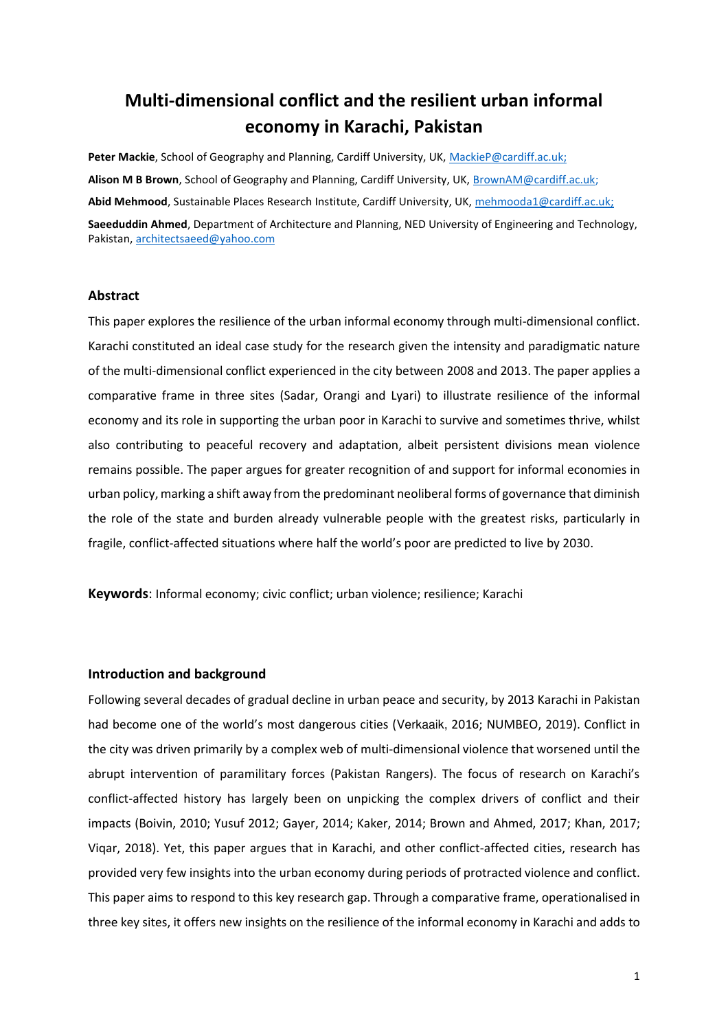# Multi-dimensional conflict and the resilient urban informal economy in Karachi, Pakistan

**Peter Mackie**, School of Geography and Planning, Cardiff University, UK, MackieP@cardiff.ac.uk;

**Alison M B Brown**, School of Geography and Planning, Cardiff University, UK, BrownAM@cardiff.ac.uk;

**Abid Mehmood**, Sustainable Places Research Institute, Cardiff University, UK, mehmooda1@cardiff.ac.uk;

**Saeeduddin Ahmed**, Department of Architecture and Planning, NED University of Engineering and Technology, Pakistan, architectsaeed@yahoo.com

## Abstract

This paper explores the resilience of the urban informal economy through multi-dimensional conflict. Karachi constituted an ideal case study for the research given the intensity and paradigmatic nature of the multi-dimensional conflict experienced in the city between 2008 and 2013. The paper applies a comparative frame in three sites (Sadar, Orangi and Lyari) to illustrate resilience of the informal economy and its role in supporting the urban poor in Karachi to survive and sometimes thrive, whilst also contributing to peaceful recovery and adaptation, albeit persistent divisions mean violence remains possible. The paper argues for greater recognition of and support for informal economies in urban policy, marking a shift away from the predominant neoliberal forms of governance that diminish the role of the state and burden already vulnerable people with the greatest risks, particularly in fragile, conflict-affected situations where half the world's poor are predicted to live by 2030.

**Keywords**: Informal economy; civic conflict; urban violence; resilience; Karachi

## Introduction and background

Following several decades of gradual decline in urban peace and security, by 2013 Karachi in Pakistan had become one of the world's most dangerous cities (Verkaaik, 2016; NUMBEO, 2019). Conflict in the city was driven primarily by a complex web of multi-dimensional violence that worsened until the abrupt intervention of paramilitary forces (Pakistan Rangers). The focus of research on Karachi's conflict-affected history has largely been on unpicking the complex drivers of conflict and their impacts (Boivin, 2010; Yusuf 2012; Gayer, 2014; Kaker, 2014; Brown and Ahmed, 2017; Khan, 2017; Viqar, 2018). Yet, this paper argues that in Karachi, and other conflict-affected cities, research has provided very few insights into the urban economy during periods of protracted violence and conflict. This paper aims to respond to this key research gap. Through a comparative frame, operationalised in three key sites, it offers new insights on the resilience of the informal economy in Karachi and adds to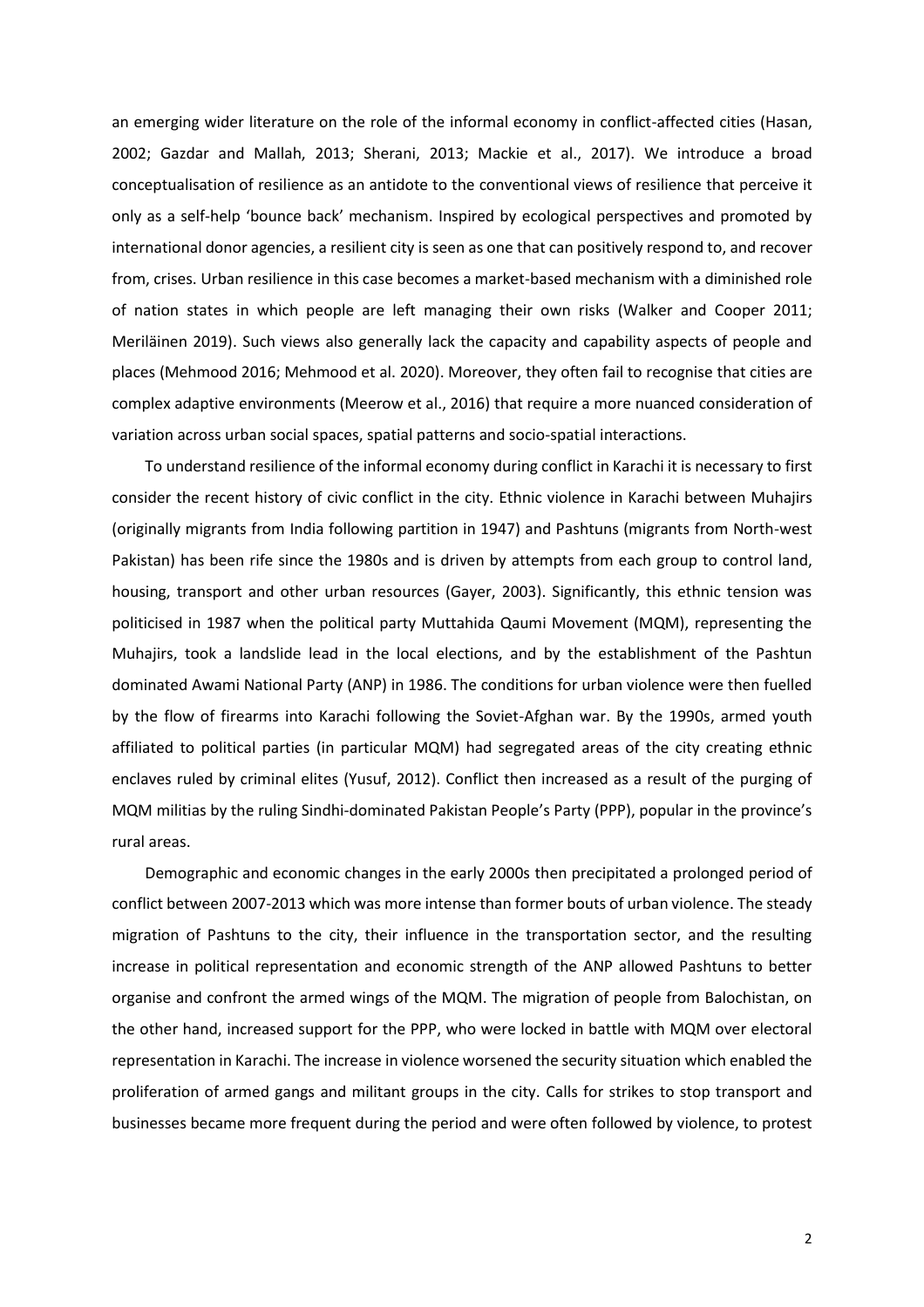an emerging wider literature on the role of the informal economy in conflict-affected cities (Hasan, 2002; Gazdar and Mallah, 2013; Sherani, 2013; Mackie et al., 2017). We introduce a broad conceptualisation of resilience as an antidote to the conventional views of resilience that perceive it only as a self-help 'bounce back' mechanism. Inspired by ecological perspectives and promoted by international donor agencies, a resilient city is seen as one that can positively respond to, and recover from, crises. Urban resilience in this case becomes a market-based mechanism with a diminished role of nation states in which people are left managing their own risks (Walker and Cooper 2011; Meriläinen 2019). Such views also generally lack the capacity and capability aspects of people and places (Mehmood 2016; Mehmood et al. 2020). Moreover, they often fail to recognise that cities are complex adaptive environments (Meerow et al., 2016) that require a more nuanced consideration of variation across urban social spaces, spatial patterns and socio-spatial interactions.

To understand resilience of the informal economy during conflict in Karachi it is necessary to first consider the recent history of civic conflict in the city. Ethnic violence in Karachi between Muhajirs (originally migrants from India following partition in 1947) and Pashtuns (migrants from North-west Pakistan) has been rife since the 1980s and is driven by attempts from each group to control land, housing, transport and other urban resources (Gayer, 2003). Significantly, this ethnic tension was politicised in 1987 when the political party Muttahida Qaumi Movement (MQM), representing the Muhajirs, took a landslide lead in the local elections, and by the establishment of the Pashtun dominated Awami National Party (ANP) in 1986. The conditions for urban violence were then fuelled by the flow of firearms into Karachi following the Soviet-Afghan war. By the 1990s, armed youth affiliated to political parties (in particular MQM) had segregated areas of the city creating ethnic enclaves ruled by criminal elites (Yusuf, 2012). Conflict then increased as a result of the purging of MQM militias by the ruling Sindhi-dominated Pakistan People's Party (PPP), popular in the province's rural areas.

Demographic and economic changes in the early 2000s then precipitated a prolonged period of conflict between 2007-2013 which was more intense than former bouts of urban violence. The steady migration of Pashtuns to the city, their influence in the transportation sector, and the resulting increase in political representation and economic strength of the ANP allowed Pashtuns to better organise and confront the armed wings of the MQM. The migration of people from Balochistan, on the other hand, increased support for the PPP, who were locked in battle with MQM over electoral representation in Karachi. The increase in violence worsened the security situation which enabled the proliferation of armed gangs and militant groups in the city. Calls for strikes to stop transport and businesses became more frequent during the period and were often followed by violence, to protest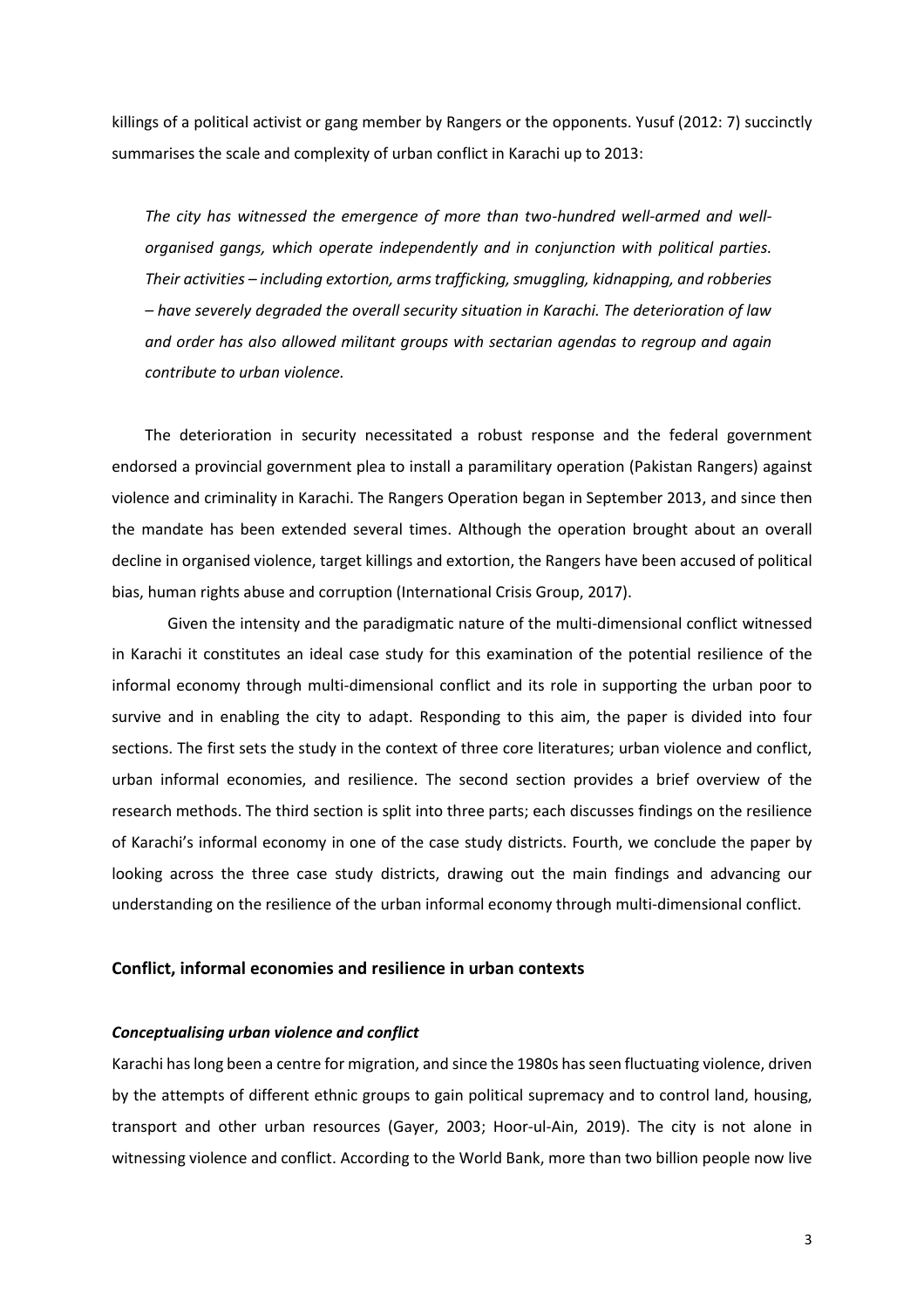killings of a political activist or gang member by Rangers or the opponents. Yusuf (2012: 7) succinctly summarises the scale and complexity of urban conflict in Karachi up to 2013:

> *The city has witnessed the emergence of more than two-hundred well-armed and well-organised gangs, which operate independently and in conjunction with political parties. Their activities – including extortion, arms trafficking, smuggling, kidnapping, and robberies – have severely degraded the overall security situation in Karachi. The deterioration of law and order has also allowed militant groups with sectarian agendas to regroup and again contribute to urban violence.*

The deterioration in security necessitated a robust response and the federal government endorsed a provincial government plea to install a paramilitary operation (Pakistan Rangers) against violence and criminality in Karachi. The Rangers Operation began in September 2013, and since then the mandate has been extended several times. Although the operation brought about an overall decline in organised violence, target killings and extortion, the Rangers have been accused of political bias, human rights abuse and corruption (International Crisis Group, 2017).

Given the intensity and the paradigmatic nature of the multi-dimensional conflict witnessed in Karachi it constitutes an ideal case study for this examination of the potential resilience of the informal economy through multi-dimensional conflict and its role in supporting the urban poor to survive and in enabling the city to adapt. Responding to this aim, the paper is divided into four sections. The first sets the study in the context of three core literatures; urban violence and conflict, urban informal economies, and resilience. The second section provides a brief overview of the research methods. The third section is split into three parts; each discusses findings on the resilience of Karachi's informal economy in one of the case study districts. Fourth, we conclude the paper by looking across the three case study districts, drawing out the main findings and advancing our understanding on the resilience of the urban informal economy through multi-dimensional conflict.

## Conflict, informal economies and resilience in urban contexts

### *Conceptualising urban violence and conflict*

Karachi has long been a centre for migration, and since the 1980s has seen fluctuating violence, driven by the attempts of different ethnic groups to gain political supremacy and to control land, housing, transport and other urban resources (Gayer, 2003; Hoor-ul-Ain, 2019). The city is not alone in witnessing violence and conflict. According to the World Bank, more than two billion people now live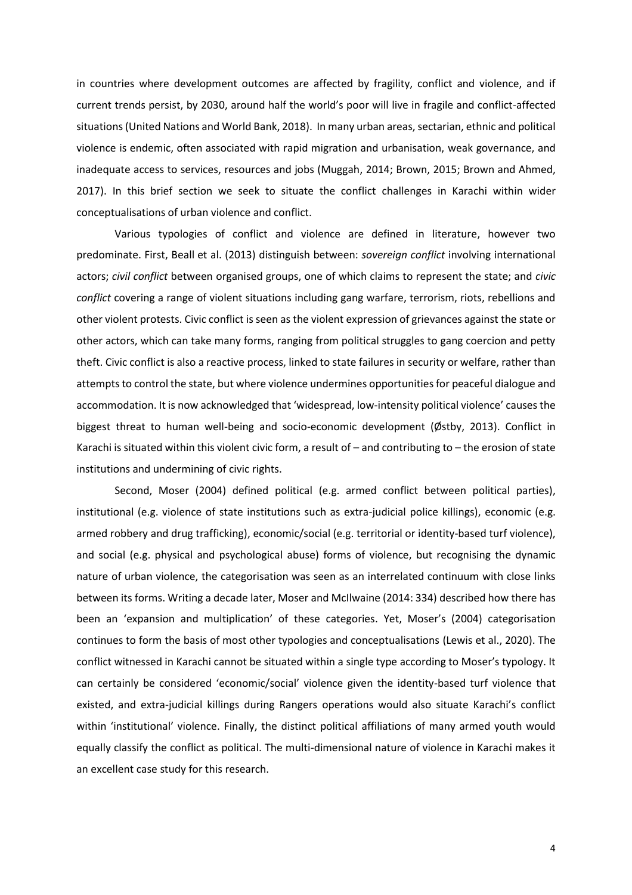in countries where development outcomes are affected by fragility, conflict and violence, and if current trends persist, by 2030, around half the world's poor will live in fragile and conflict-affected situations (United Nations and World Bank, 2018). In many urban areas, sectarian, ethnic and political violence is endemic, often associated with rapid migration and urbanisation, weak governance, and inadequate access to services, resources and jobs (Muggah, 2014; Brown, 2015; Brown and Ahmed, 2017). In this brief section we seek to situate the conflict challenges in Karachi within wider conceptualisations of urban violence and conflict.

Various typologies of conflict and violence are defined in literature, however two predominate. First, Beall et al. (2013) distinguish between: *sovereign conflict* involving international actors; *civil conflict* between organised groups, one of which claims to represent the state; and *civic conflict* covering a range of violent situations including gang warfare, terrorism, riots, rebellions and other violent protests. Civic conflict is seen as the violent expression of grievances against the state or other actors, which can take many forms, ranging from political struggles to gang coercion and petty theft. Civic conflict is also a reactive process, linked to state failures in security or welfare, rather than attempts to control the state, but where violence undermines opportunities for peaceful dialogue and accommodation. It is now acknowledged that 'widespread, low-intensity political violence' causes the biggest threat to human well-being and socio-economic development (Østby, 2013). Conflict in Karachi is situated within this violent civic form, a result of – and contributing to – the erosion of state institutions and undermining of civic rights.

Second, Moser (2004) defined political (e.g. armed conflict between political parties), institutional (e.g. violence of state institutions such as extra-judicial police killings), economic (e.g. armed robbery and drug trafficking), economic/social (e.g. territorial or identity-based turf violence), and social (e.g. physical and psychological abuse) forms of violence, but recognising the dynamic nature of urban violence, the categorisation was seen as an interrelated continuum with close links between its forms. Writing a decade later, Moser and McIlwaine (2014: 334) described how there has been an 'expansion and multiplication' of these categories. Yet, Moser's (2004) categorisation continues to form the basis of most other typologies and conceptualisations (Lewis et al., 2020). The conflict witnessed in Karachi cannot be situated within a single type according to Moser's typology. It can certainly be considered 'economic/social' violence given the identity-based turf violence that existed, and extra-judicial killings during Rangers operations would also situate Karachi's conflict within 'institutional' violence. Finally, the distinct political affiliations of many armed youth would equally classify the conflict as political. The multi-dimensional nature of violence in Karachi makes it an excellent case study for this research.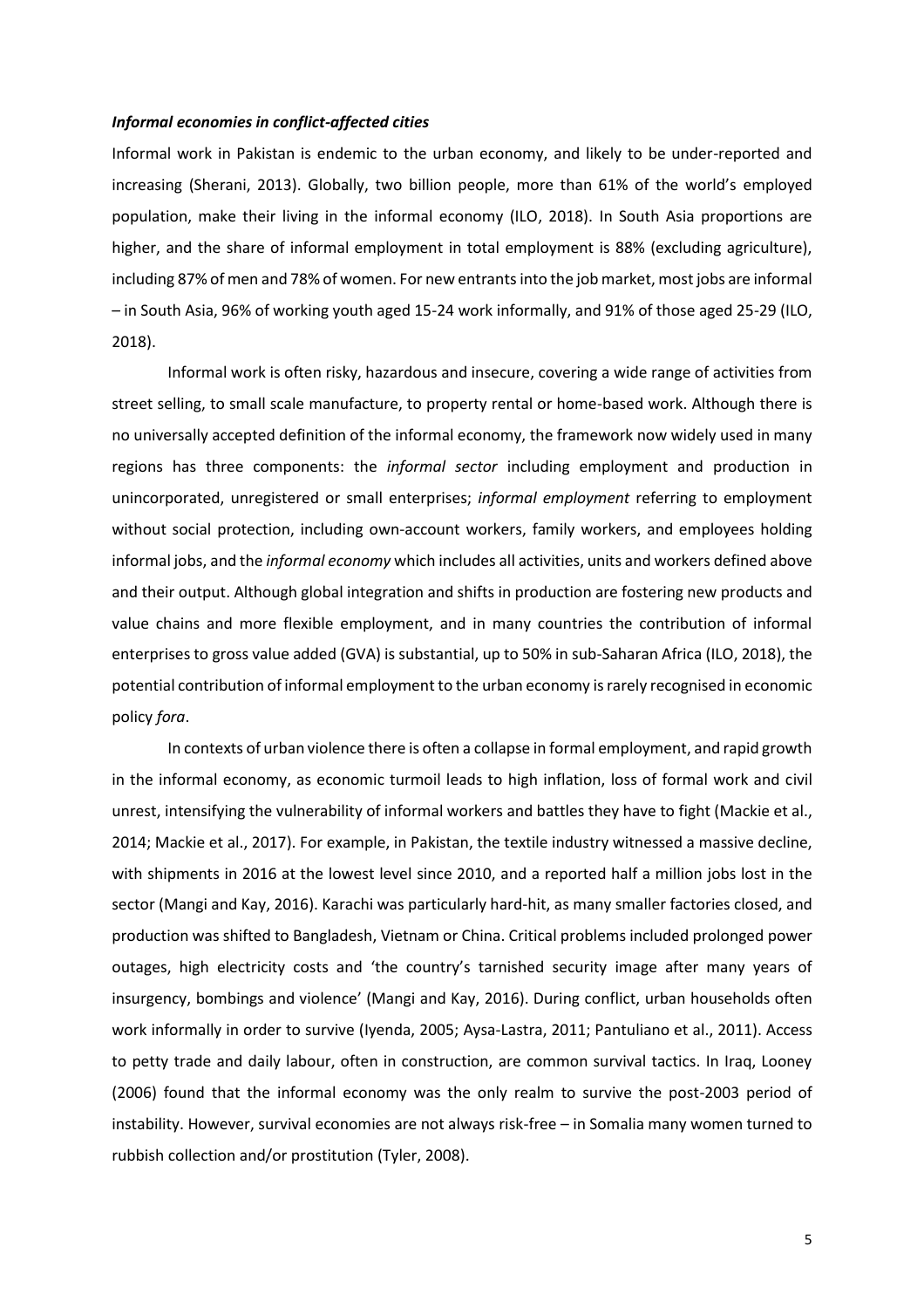### ***Informal economies in conflict-affected cities***

Informal work in Pakistan is endemic to the urban economy, and likely to be under-reported and increasing (Sherani, 2013). Globally, two billion people, more than 61% of the world's employed population, make their living in the informal economy (ILO, 2018). In South Asia proportions are higher, and the share of informal employment in total employment is 88% (excluding agriculture), including 87% of men and 78% of women. For new entrants into the job market, most jobs are informal – in South Asia, 96% of working youth aged 15-24 work informally, and 91% of those aged 25-29 (ILO, 2018).

Informal work is often risky, hazardous and insecure, covering a wide range of activities from street selling, to small scale manufacture, to property rental or home-based work. Although there is no universally accepted definition of the informal economy, the framework now widely used in many regions has three components: the *informal sector* including employment and production in unincorporated, unregistered or small enterprises; *informal employment* referring to employment without social protection, including own-account workers, family workers, and employees holding informal jobs, and the *informal economy* which includes all activities, units and workers defined above and their output. Although global integration and shifts in production are fostering new products and value chains and more flexible employment, and in many countries the contribution of informal enterprises to gross value added (GVA) is substantial, up to 50% in sub-Saharan Africa (ILO, 2018), the potential contribution of informal employment to the urban economy is rarely recognised in economic policy *fora*.

In contexts of urban violence there is often a collapse in formal employment, and rapid growth in the informal economy, as economic turmoil leads to high inflation, loss of formal work and civil unrest, intensifying the vulnerability of informal workers and battles they have to fight (Mackie et al., 2014; Mackie et al., 2017). For example, in Pakistan, the textile industry witnessed a massive decline, with shipments in 2016 at the lowest level since 2010, and a reported half a million jobs lost in the sector (Mangi and Kay, 2016). Karachi was particularly hard-hit, as many smaller factories closed, and production was shifted to Bangladesh, Vietnam or China. Critical problems included prolonged power outages, high electricity costs and 'the country's tarnished security image after many years of insurgency, bombings and violence' (Mangi and Kay, 2016). During conflict, urban households often work informally in order to survive (Iyenda, 2005; Aysa-Lastra, 2011; Pantuliano et al., 2011). Access to petty trade and daily labour, often in construction, are common survival tactics. In Iraq, Looney (2006) found that the informal economy was the only realm to survive the post-2003 period of instability. However, survival economies are not always risk-free – in Somalia many women turned to rubbish collection and/or prostitution (Tyler, 2008).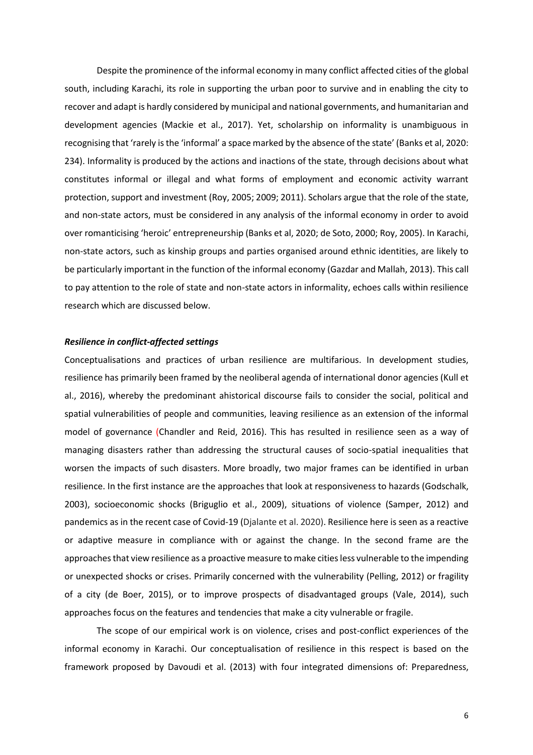Despite the prominence of the informal economy in many conflict affected cities of the global south, including Karachi, its role in supporting the urban poor to survive and in enabling the city to recover and adapt is hardly considered by municipal and national governments, and humanitarian and development agencies (Mackie et al., 2017). Yet, scholarship on informality is unambiguous in recognising that 'rarely is the 'informal' a space marked by the absence of the state' (Banks et al, 2020: 234). Informality is produced by the actions and inactions of the state, through decisions about what constitutes informal or illegal and what forms of employment and economic activity warrant protection, support and investment (Roy, 2005; 2009; 2011). Scholars argue that the role of the state, and non-state actors, must be considered in any analysis of the informal economy in order to avoid over romanticising 'heroic' entrepreneurship (Banks et al, 2020; de Soto, 2000; Roy, 2005). In Karachi, non-state actors, such as kinship groups and parties organised around ethnic identities, are likely to be particularly important in the function of the informal economy (Gazdar and Mallah, 2013). This call to pay attention to the role of state and non-state actors in informality, echoes calls within resilience research which are discussed below.

### *Resilience in conflict-affected settings*

Conceptualisations and practices of urban resilience are multifarious. In development studies, resilience has primarily been framed by the neoliberal agenda of international donor agencies (Kull et al., 2016), whereby the predominant ahistorical discourse fails to consider the social, political and spatial vulnerabilities of people and communities, leaving resilience as an extension of the informal model of governance (Chandler and Reid, 2016). This has resulted in resilience seen as a way of managing disasters rather than addressing the structural causes of socio-spatial inequalities that worsen the impacts of such disasters. More broadly, two major frames can be identified in urban resilience. In the first instance are the approaches that look at responsiveness to hazards (Godschalk, 2003), socioeconomic shocks (Briguglio et al., 2009), situations of violence (Samper, 2012) and pandemics as in the recent case of Covid-19 (Djalante et al. 2020). Resilience here is seen as a reactive or adaptive measure in compliance with or against the change. In the second frame are the approaches that view resilience as a proactive measure to make cities less vulnerable to the impending or unexpected shocks or crises. Primarily concerned with the vulnerability (Pelling, 2012) or fragility of a city (de Boer, 2015), or to improve prospects of disadvantaged groups (Vale, 2014), such approaches focus on the features and tendencies that make a city vulnerable or fragile.

The scope of our empirical work is on violence, crises and post-conflict experiences of the informal economy in Karachi. Our conceptualisation of resilience in this respect is based on the framework proposed by Davoudi et al. (2013) with four integrated dimensions of: Preparedness,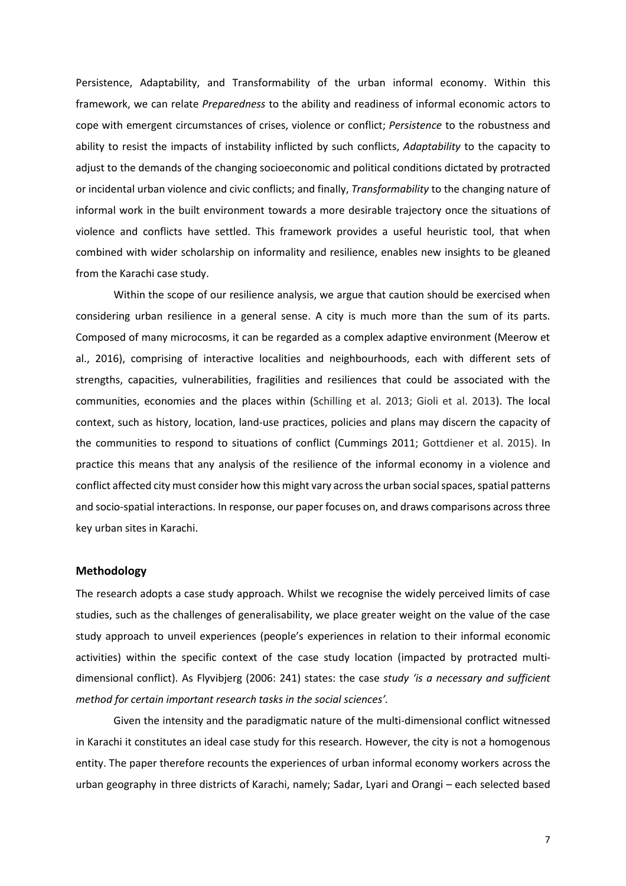Persistence, Adaptability, and Transformability of the urban informal economy. Within this framework, we can relate *Preparedness* to the ability and readiness of informal economic actors to cope with emergent circumstances of crises, violence or conflict; *Persistence* to the robustness and ability to resist the impacts of instability inflicted by such conflicts, *Adaptability* to the capacity to adjust to the demands of the changing socioeconomic and political conditions dictated by protracted or incidental urban violence and civic conflicts; and finally, *Transformability* to the changing nature of informal work in the built environment towards a more desirable trajectory once the situations of violence and conflicts have settled. This framework provides a useful heuristic tool, that when combined with wider scholarship on informality and resilience, enables new insights to be gleaned from the Karachi case study.

Within the scope of our resilience analysis, we argue that caution should be exercised when considering urban resilience in a general sense. A city is much more than the sum of its parts. Composed of many microcosms, it can be regarded as a complex adaptive environment (Meerow et al., 2016), comprising of interactive localities and neighbourhoods, each with different sets of strengths, capacities, vulnerabilities, fragilities and resiliences that could be associated with the communities, economies and the places within (Schilling et al. 2013; Gioli et al. 2013). The local context, such as history, location, land-use practices, policies and plans may discern the capacity of the communities to respond to situations of conflict (Cummings 2011; Gottdiener et al. 2015). In practice this means that any analysis of the resilience of the informal economy in a violence and conflict affected city must consider how this might vary across the urban social spaces, spatial patterns and socio-spatial interactions. In response, our paper focuses on, and draws comparisons across three key urban sites in Karachi.

## Methodology

The research adopts a case study approach. Whilst we recognise the widely perceived limits of case studies, such as the challenges of generalisability, we place greater weight on the value of the case study approach to unveil experiences (people's experiences in relation to their informal economic activities) within the specific context of the case study location (impacted by protracted multi-dimensional conflict). As Flyvibjerg (2006: 241) states: the case *study 'is a necessary and sufficient method for certain important research tasks in the social sciences'*.

Given the intensity and the paradigmatic nature of the multi-dimensional conflict witnessed in Karachi it constitutes an ideal case study for this research. However, the city is not a homogenous entity. The paper therefore recounts the experiences of urban informal economy workers across the urban geography in three districts of Karachi, namely; Sadar, Lyari and Orangi – each selected based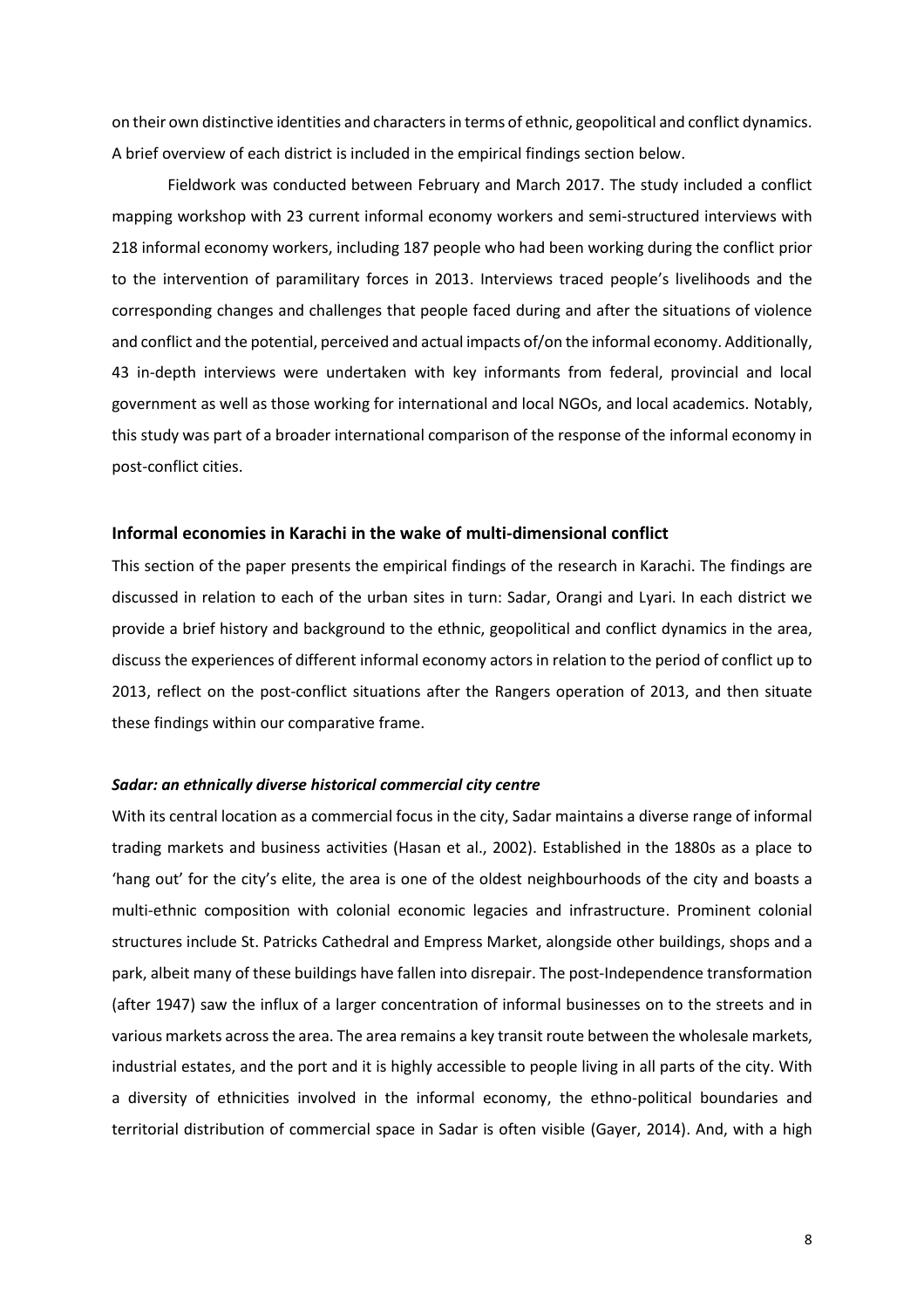on their own distinctive identities and characters in terms of ethnic, geopolitical and conflict dynamics. A brief overview of each district is included in the empirical findings section below.

Fieldwork was conducted between February and March 2017. The study included a conflict mapping workshop with 23 current informal economy workers and semi-structured interviews with 218 informal economy workers, including 187 people who had been working during the conflict prior to the intervention of paramilitary forces in 2013. Interviews traced people's livelihoods and the corresponding changes and challenges that people faced during and after the situations of violence and conflict and the potential, perceived and actual impacts of/on the informal economy. Additionally, 43 in-depth interviews were undertaken with key informants from federal, provincial and local government as well as those working for international and local NGOs, and local academics. Notably, this study was part of a broader international comparison of the response of the informal economy in post-conflict cities.

## Informal economies in Karachi in the wake of multi-dimensional conflict

This section of the paper presents the empirical findings of the research in Karachi. The findings are discussed in relation to each of the urban sites in turn: Sadar, Orangi and Lyari. In each district we provide a brief history and background to the ethnic, geopolitical and conflict dynamics in the area, discuss the experiences of different informal economy actors in relation to the period of conflict up to 2013, reflect on the post-conflict situations after the Rangers operation of 2013, and then situate these findings within our comparative frame.

### *Sadar: an ethnically diverse historical commercial city centre*

With its central location as a commercial focus in the city, Sadar maintains a diverse range of informal trading markets and business activities (Hasan et al., 2002). Established in the 1880s as a place to 'hang out' for the city's elite, the area is one of the oldest neighbourhoods of the city and boasts a multi-ethnic composition with colonial economic legacies and infrastructure. Prominent colonial structures include St. Patricks Cathedral and Empress Market, alongside other buildings, shops and a park, albeit many of these buildings have fallen into disrepair. The post-Independence transformation (after 1947) saw the influx of a larger concentration of informal businesses on to the streets and in various markets across the area. The area remains a key transit route between the wholesale markets, industrial estates, and the port and it is highly accessible to people living in all parts of the city. With a diversity of ethnicities involved in the informal economy, the ethno-political boundaries and territorial distribution of commercial space in Sadar is often visible (Gayer, 2014). And, with a high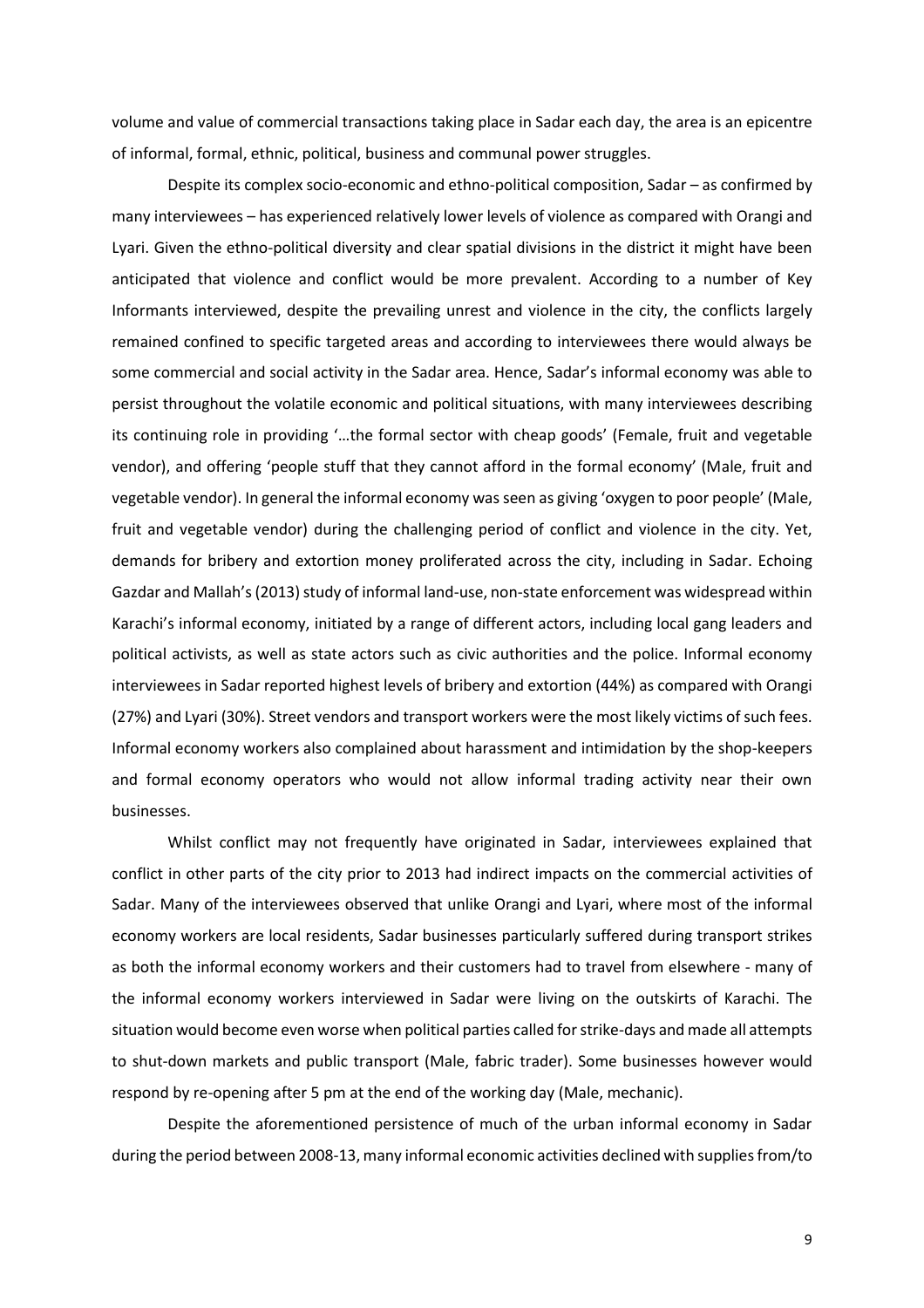volume and value of commercial transactions taking place in Sadar each day, the area is an epicentre of informal, formal, ethnic, political, business and communal power struggles.

Despite its complex socio-economic and ethno-political composition, Sadar – as confirmed by many interviewees – has experienced relatively lower levels of violence as compared with Orangi and Lyari. Given the ethno-political diversity and clear spatial divisions in the district it might have been anticipated that violence and conflict would be more prevalent. According to a number of Key Informants interviewed, despite the prevailing unrest and violence in the city, the conflicts largely remained confined to specific targeted areas and according to interviewees there would always be some commercial and social activity in the Sadar area. Hence, Sadar's informal economy was able to persist throughout the volatile economic and political situations, with many interviewees describing its continuing role in providing '…the formal sector with cheap goods' (Female, fruit and vegetable vendor), and offering 'people stuff that they cannot afford in the formal economy' (Male, fruit and vegetable vendor). In general the informal economy was seen as giving 'oxygen to poor people' (Male, fruit and vegetable vendor) during the challenging period of conflict and violence in the city. Yet, demands for bribery and extortion money proliferated across the city, including in Sadar. Echoing Gazdar and Mallah's (2013) study of informal land-use, non-state enforcement was widespread within Karachi's informal economy, initiated by a range of different actors, including local gang leaders and political activists, as well as state actors such as civic authorities and the police. Informal economy interviewees in Sadar reported highest levels of bribery and extortion (44%) as compared with Orangi (27%) and Lyari (30%). Street vendors and transport workers were the most likely victims of such fees. Informal economy workers also complained about harassment and intimidation by the shop-keepers and formal economy operators who would not allow informal trading activity near their own businesses.

Whilst conflict may not frequently have originated in Sadar, interviewees explained that conflict in other parts of the city prior to 2013 had indirect impacts on the commercial activities of Sadar. Many of the interviewees observed that unlike Orangi and Lyari, where most of the informal economy workers are local residents, Sadar businesses particularly suffered during transport strikes as both the informal economy workers and their customers had to travel from elsewhere - many of the informal economy workers interviewed in Sadar were living on the outskirts of Karachi. The situation would become even worse when political parties called for strike-days and made all attempts to shut-down markets and public transport (Male, fabric trader). Some businesses however would respond by re-opening after 5 pm at the end of the working day (Male, mechanic).

Despite the aforementioned persistence of much of the urban informal economy in Sadar during the period between 2008-13, many informal economic activities declined with supplies from/to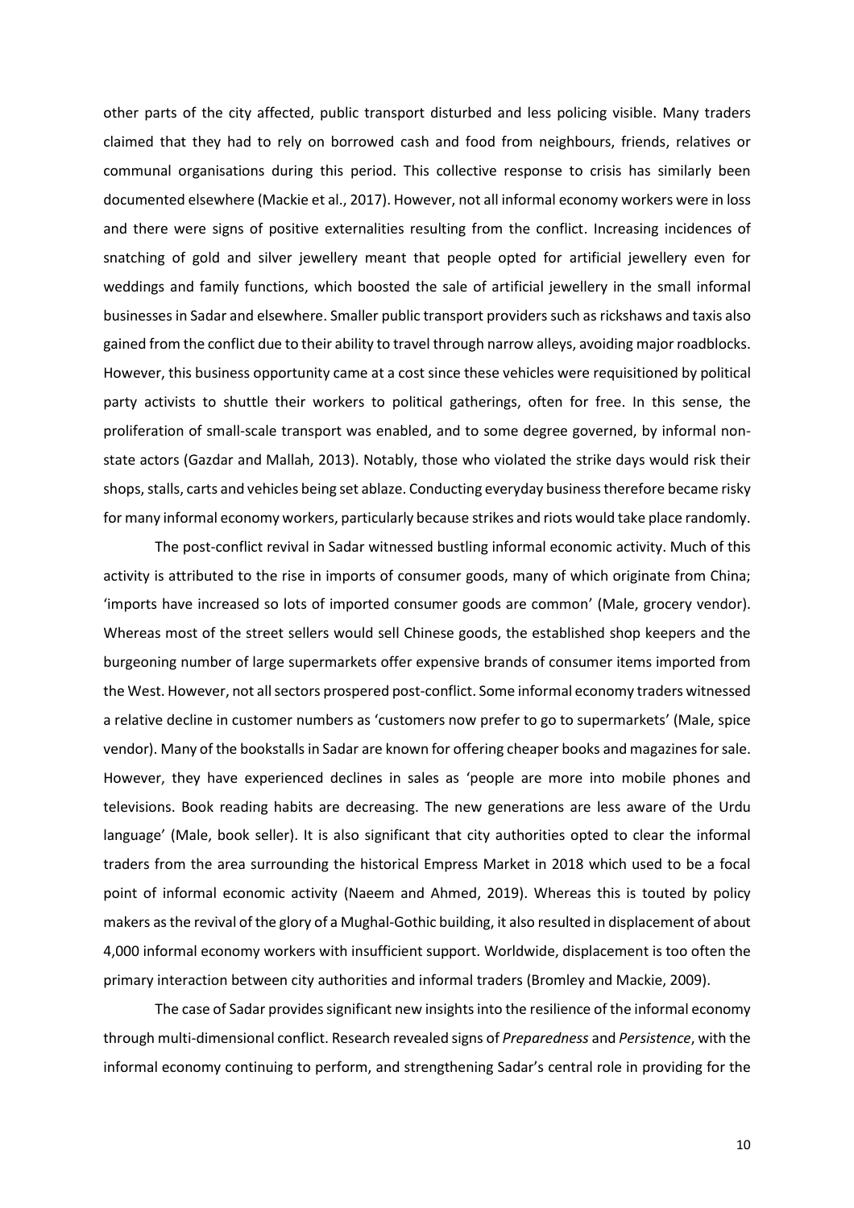other parts of the city affected, public transport disturbed and less policing visible. Many traders claimed that they had to rely on borrowed cash and food from neighbours, friends, relatives or communal organisations during this period. This collective response to crisis has similarly been documented elsewhere (Mackie et al., 2017). However, not all informal economy workers were in loss and there were signs of positive externalities resulting from the conflict. Increasing incidences of snatching of gold and silver jewellery meant that people opted for artificial jewellery even for weddings and family functions, which boosted the sale of artificial jewellery in the small informal businesses in Sadar and elsewhere. Smaller public transport providers such as rickshaws and taxis also gained from the conflict due to their ability to travel through narrow alleys, avoiding major roadblocks. However, this business opportunity came at a cost since these vehicles were requisitioned by political party activists to shuttle their workers to political gatherings, often for free. In this sense, the proliferation of small-scale transport was enabled, and to some degree governed, by informal non-state actors (Gazdar and Mallah, 2013). Notably, those who violated the strike days would risk their shops, stalls, carts and vehicles being set ablaze. Conducting everyday business therefore became risky for many informal economy workers, particularly because strikes and riots would take place randomly.

The post-conflict revival in Sadar witnessed bustling informal economic activity. Much of this activity is attributed to the rise in imports of consumer goods, many of which originate from China; 'imports have increased so lots of imported consumer goods are common' (Male, grocery vendor). Whereas most of the street sellers would sell Chinese goods, the established shop keepers and the burgeoning number of large supermarkets offer expensive brands of consumer items imported from the West. However, not all sectors prospered post-conflict. Some informal economy traders witnessed a relative decline in customer numbers as 'customers now prefer to go to supermarkets' (Male, spice vendor). Many of the bookstalls in Sadar are known for offering cheaper books and magazines for sale. However, they have experienced declines in sales as 'people are more into mobile phones and televisions. Book reading habits are decreasing. The new generations are less aware of the Urdu language' (Male, book seller). It is also significant that city authorities opted to clear the informal traders from the area surrounding the historical Empress Market in 2018 which used to be a focal point of informal economic activity (Naeem and Ahmed, 2019). Whereas this is touted by policy makers as the revival of the glory of a Mughal-Gothic building, it also resulted in displacement of about 4,000 informal economy workers with insufficient support. Worldwide, displacement is too often the primary interaction between city authorities and informal traders (Bromley and Mackie, 2009).

The case of Sadar provides significant new insights into the resilience of the informal economy through multi-dimensional conflict. Research revealed signs of *Preparedness* and *Persistence*, with the informal economy continuing to perform, and strengthening Sadar's central role in providing for the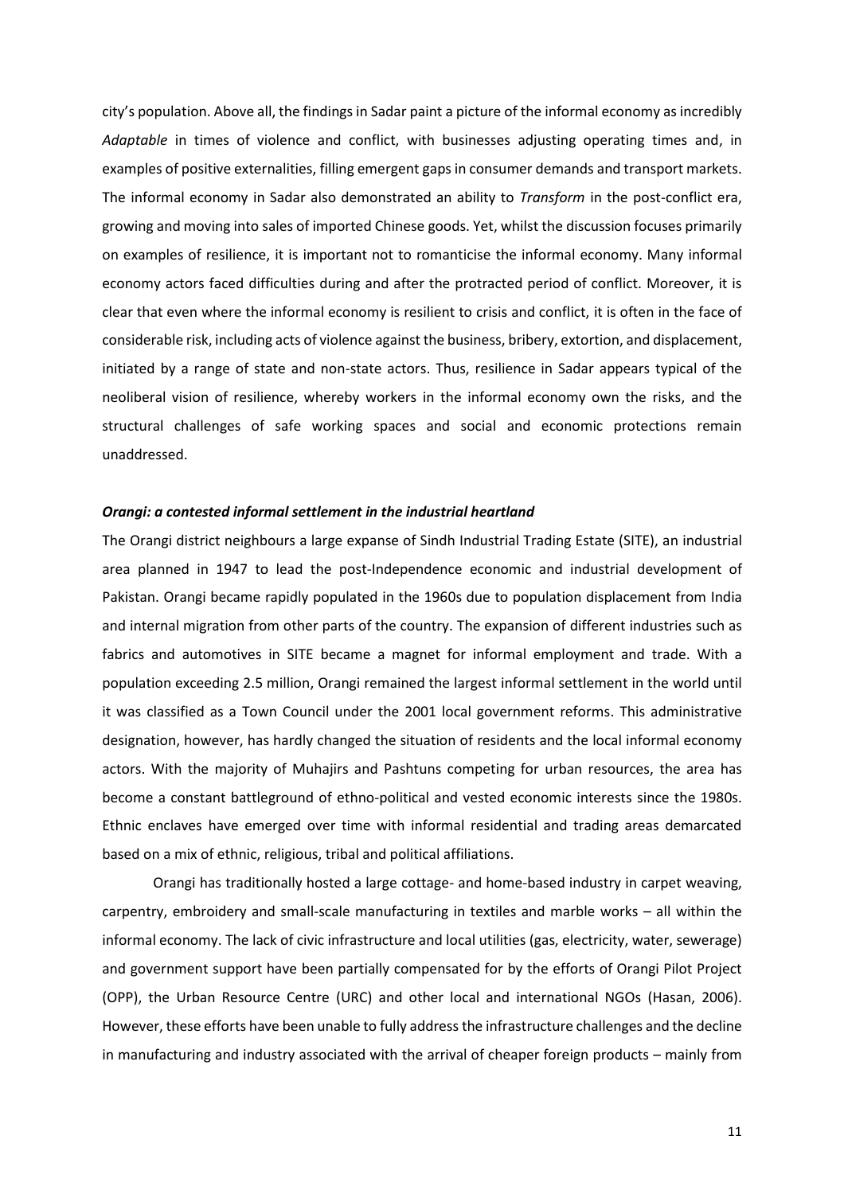city's population. Above all, the findings in Sadar paint a picture of the informal economy as incredibly *Adaptable* in times of violence and conflict, with businesses adjusting operating times and, in examples of positive externalities, filling emergent gaps in consumer demands and transport markets. The informal economy in Sadar also demonstrated an ability to *Transform* in the post-conflict era, growing and moving into sales of imported Chinese goods. Yet, whilst the discussion focuses primarily on examples of resilience, it is important not to romanticise the informal economy. Many informal economy actors faced difficulties during and after the protracted period of conflict. Moreover, it is clear that even where the informal economy is resilient to crisis and conflict, it is often in the face of considerable risk, including acts of violence against the business, bribery, extortion, and displacement, initiated by a range of state and non-state actors. Thus, resilience in Sadar appears typical of the neoliberal vision of resilience, whereby workers in the informal economy own the risks, and the structural challenges of safe working spaces and social and economic protections remain unaddressed.

***Orangi: a contested informal settlement in the industrial heartland***

The Orangi district neighbours a large expanse of Sindh Industrial Trading Estate (SITE), an industrial area planned in 1947 to lead the post-Independence economic and industrial development of Pakistan. Orangi became rapidly populated in the 1960s due to population displacement from India and internal migration from other parts of the country. The expansion of different industries such as fabrics and automotives in SITE became a magnet for informal employment and trade. With a population exceeding 2.5 million, Orangi remained the largest informal settlement in the world until it was classified as a Town Council under the 2001 local government reforms. This administrative designation, however, has hardly changed the situation of residents and the local informal economy actors. With the majority of Muhajirs and Pashtuns competing for urban resources, the area has become a constant battleground of ethno-political and vested economic interests since the 1980s. Ethnic enclaves have emerged over time with informal residential and trading areas demarcated based on a mix of ethnic, religious, tribal and political affiliations.

Orangi has traditionally hosted a large cottage- and home-based industry in carpet weaving, carpentry, embroidery and small-scale manufacturing in textiles and marble works – all within the informal economy. The lack of civic infrastructure and local utilities (gas, electricity, water, sewerage) and government support have been partially compensated for by the efforts of Orangi Pilot Project (OPP), the Urban Resource Centre (URC) and other local and international NGOs (Hasan, 2006). However, these efforts have been unable to fully address the infrastructure challenges and the decline in manufacturing and industry associated with the arrival of cheaper foreign products – mainly from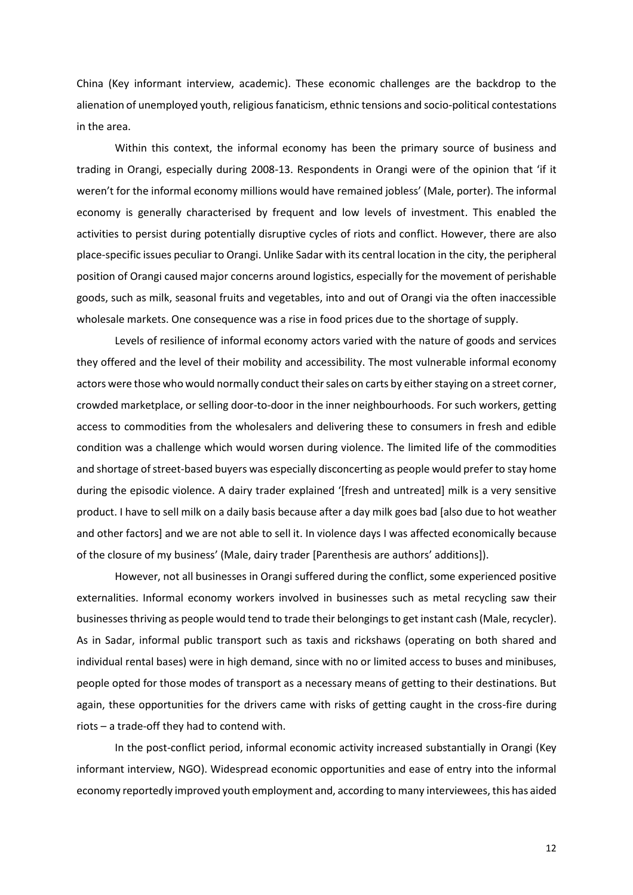China (Key informant interview, academic). These economic challenges are the backdrop to the alienation of unemployed youth, religious fanaticism, ethnic tensions and socio-political contestations in the area.

Within this context, the informal economy has been the primary source of business and trading in Orangi, especially during 2008-13. Respondents in Orangi were of the opinion that 'if it weren't for the informal economy millions would have remained jobless' (Male, porter). The informal economy is generally characterised by frequent and low levels of investment. This enabled the activities to persist during potentially disruptive cycles of riots and conflict. However, there are also place-specific issues peculiar to Orangi. Unlike Sadar with its central location in the city, the peripheral position of Orangi caused major concerns around logistics, especially for the movement of perishable goods, such as milk, seasonal fruits and vegetables, into and out of Orangi via the often inaccessible wholesale markets. One consequence was a rise in food prices due to the shortage of supply.

Levels of resilience of informal economy actors varied with the nature of goods and services they offered and the level of their mobility and accessibility. The most vulnerable informal economy actors were those who would normally conduct their sales on carts by either staying on a street corner, crowded marketplace, or selling door-to-door in the inner neighbourhoods. For such workers, getting access to commodities from the wholesalers and delivering these to consumers in fresh and edible condition was a challenge which would worsen during violence. The limited life of the commodities and shortage of street-based buyers was especially disconcerting as people would prefer to stay home during the episodic violence. A dairy trader explained '[fresh and untreated] milk is a very sensitive product. I have to sell milk on a daily basis because after a day milk goes bad [also due to hot weather and other factors] and we are not able to sell it. In violence days I was affected economically because of the closure of my business' (Male, dairy trader [Parenthesis are authors' additions]).

However, not all businesses in Orangi suffered during the conflict, some experienced positive externalities. Informal economy workers involved in businesses such as metal recycling saw their businesses thriving as people would tend to trade their belongings to get instant cash (Male, recycler). As in Sadar, informal public transport such as taxis and rickshaws (operating on both shared and individual rental bases) were in high demand, since with no or limited access to buses and minibuses, people opted for those modes of transport as a necessary means of getting to their destinations. But again, these opportunities for the drivers came with risks of getting caught in the cross-fire during riots – a trade-off they had to contend with.

In the post-conflict period, informal economic activity increased substantially in Orangi (Key informant interview, NGO). Widespread economic opportunities and ease of entry into the informal economy reportedly improved youth employment and, according to many interviewees, this has aided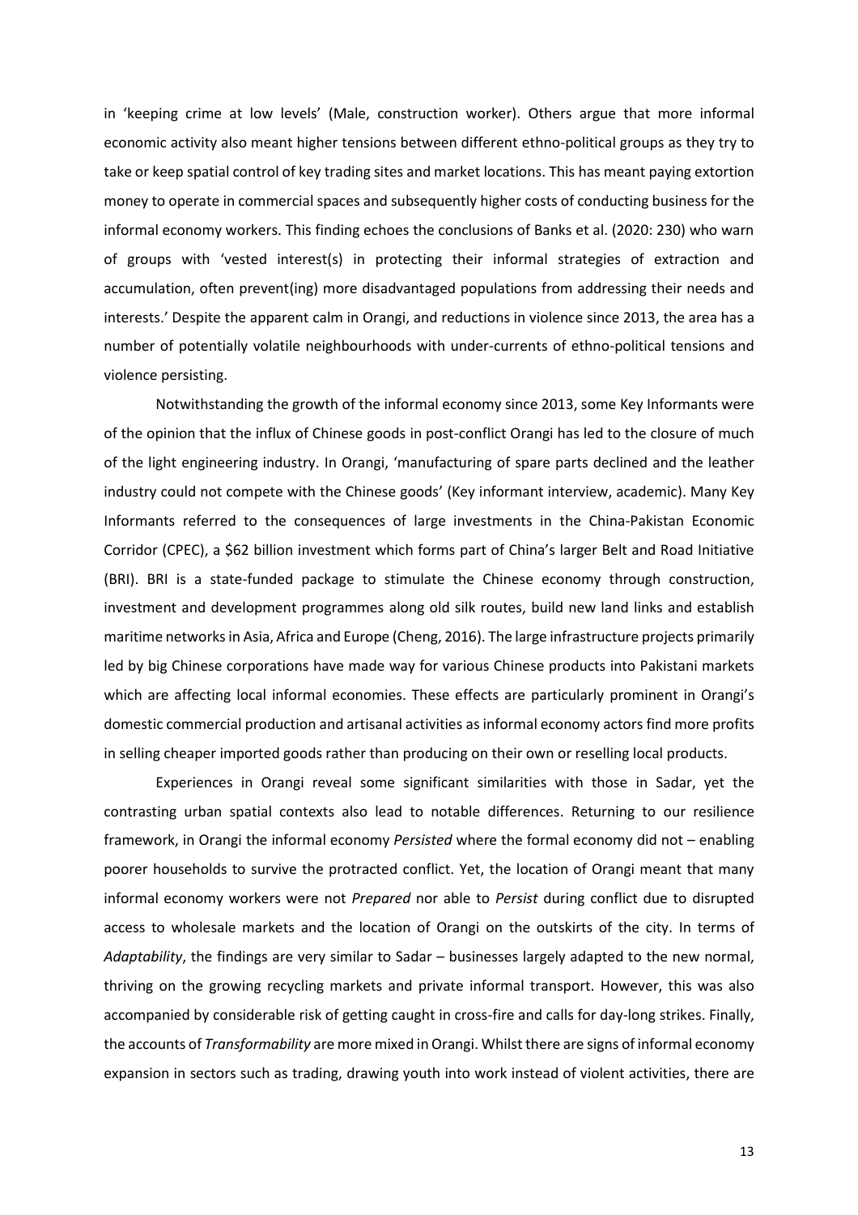in 'keeping crime at low levels' (Male, construction worker). Others argue that more informal economic activity also meant higher tensions between different ethno-political groups as they try to take or keep spatial control of key trading sites and market locations. This has meant paying extortion money to operate in commercial spaces and subsequently higher costs of conducting business for the informal economy workers. This finding echoes the conclusions of Banks et al. (2020: 230) who warn of groups with 'vested interest(s) in protecting their informal strategies of extraction and accumulation, often prevent(ing) more disadvantaged populations from addressing their needs and interests.' Despite the apparent calm in Orangi, and reductions in violence since 2013, the area has a number of potentially volatile neighbourhoods with under-currents of ethno-political tensions and violence persisting.

Notwithstanding the growth of the informal economy since 2013, some Key Informants were of the opinion that the influx of Chinese goods in post-conflict Orangi has led to the closure of much of the light engineering industry. In Orangi, 'manufacturing of spare parts declined and the leather industry could not compete with the Chinese goods' (Key informant interview, academic). Many Key Informants referred to the consequences of large investments in the China-Pakistan Economic Corridor (CPEC), a $62 billion investment which forms part of China's larger Belt and Road Initiative (BRI). BRI is a state-funded package to stimulate the Chinese economy through construction, investment and development programmes along old silk routes, build new land links and establish maritime networks in Asia, Africa and Europe (Cheng, 2016). The large infrastructure projects primarily led by big Chinese corporations have made way for various Chinese products into Pakistani markets which are affecting local informal economies. These effects are particularly prominent in Orangi's domestic commercial production and artisanal activities as informal economy actors find more profits in selling cheaper imported goods rather than producing on their own or reselling local products.

Experiences in Orangi reveal some significant similarities with those in Sadar, yet the contrasting urban spatial contexts also lead to notable differences. Returning to our resilience framework, in Orangi the informal economy *Persisted* where the formal economy did not – enabling poorer households to survive the protracted conflict. Yet, the location of Orangi meant that many informal economy workers were not *Prepared* nor able to *Persist* during conflict due to disrupted access to wholesale markets and the location of Orangi on the outskirts of the city. In terms of *Adaptability*, the findings are very similar to Sadar – businesses largely adapted to the new normal, thriving on the growing recycling markets and private informal transport. However, this was also accompanied by considerable risk of getting caught in cross-fire and calls for day-long strikes. Finally, the accounts of *Transformability* are more mixed in Orangi. Whilst there are signs of informal economy expansion in sectors such as trading, drawing youth into work instead of violent activities, there are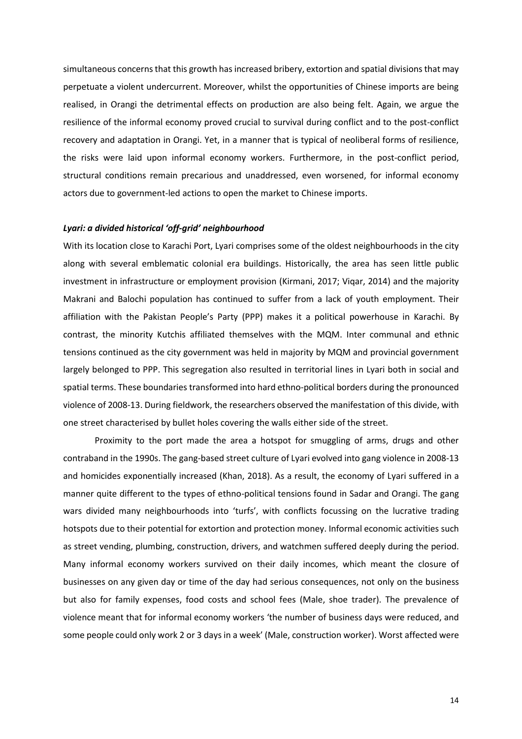simultaneous concerns that this growth has increased bribery, extortion and spatial divisions that may perpetuate a violent undercurrent. Moreover, whilst the opportunities of Chinese imports are being realised, in Orangi the detrimental effects on production are also being felt. Again, we argue the resilience of the informal economy proved crucial to survival during conflict and to the post-conflict recovery and adaptation in Orangi. Yet, in a manner that is typical of neoliberal forms of resilience, the risks were laid upon informal economy workers. Furthermore, in the post-conflict period, structural conditions remain precarious and unaddressed, even worsened, for informal economy actors due to government-led actions to open the market to Chinese imports.

### *Lyari: a divided historical 'off-grid' neighbourhood*

With its location close to Karachi Port, Lyari comprises some of the oldest neighbourhoods in the city along with several emblematic colonial era buildings. Historically, the area has seen little public investment in infrastructure or employment provision (Kirmani, 2017; Viqar, 2014) and the majority Makrani and Balochi population has continued to suffer from a lack of youth employment. Their affiliation with the Pakistan People's Party (PPP) makes it a political powerhouse in Karachi. By contrast, the minority Kutchis affiliated themselves with the MQM. Inter communal and ethnic tensions continued as the city government was held in majority by MQM and provincial government largely belonged to PPP. This segregation also resulted in territorial lines in Lyari both in social and spatial terms. These boundaries transformed into hard ethno-political borders during the pronounced violence of 2008-13. During fieldwork, the researchers observed the manifestation of this divide, with one street characterised by bullet holes covering the walls either side of the street.

Proximity to the port made the area a hotspot for smuggling of arms, drugs and other contraband in the 1990s. The gang-based street culture of Lyari evolved into gang violence in 2008-13 and homicides exponentially increased (Khan, 2018). As a result, the economy of Lyari suffered in a manner quite different to the types of ethno-political tensions found in Sadar and Orangi. The gang wars divided many neighbourhoods into 'turfs', with conflicts focussing on the lucrative trading hotspots due to their potential for extortion and protection money. Informal economic activities such as street vending, plumbing, construction, drivers, and watchmen suffered deeply during the period. Many informal economy workers survived on their daily incomes, which meant the closure of businesses on any given day or time of the day had serious consequences, not only on the business but also for family expenses, food costs and school fees (Male, shoe trader). The prevalence of violence meant that for informal economy workers 'the number of business days were reduced, and some people could only work 2 or 3 days in a week' (Male, construction worker). Worst affected were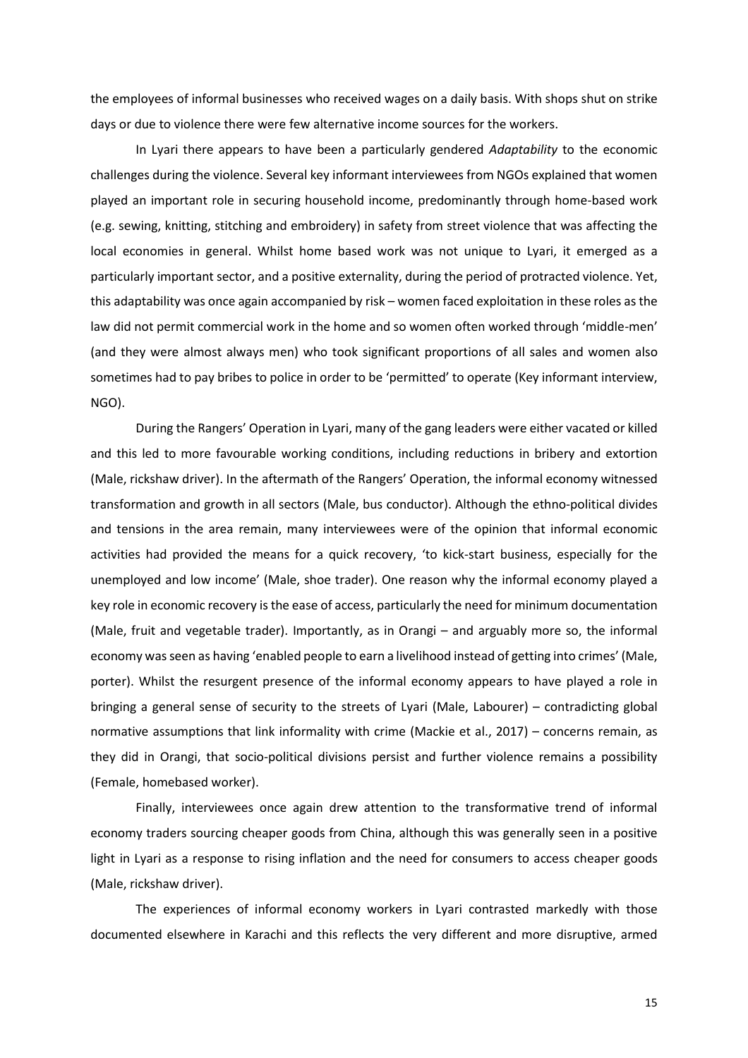the employees of informal businesses who received wages on a daily basis. With shops shut on strike days or due to violence there were few alternative income sources for the workers.

In Lyari there appears to have been a particularly gendered *Adaptability* to the economic challenges during the violence. Several key informant interviewees from NGOs explained that women played an important role in securing household income, predominantly through home-based work (e.g. sewing, knitting, stitching and embroidery) in safety from street violence that was affecting the local economies in general. Whilst home based work was not unique to Lyari, it emerged as a particularly important sector, and a positive externality, during the period of protracted violence. Yet, this adaptability was once again accompanied by risk – women faced exploitation in these roles as the law did not permit commercial work in the home and so women often worked through 'middle-men' (and they were almost always men) who took significant proportions of all sales and women also sometimes had to pay bribes to police in order to be 'permitted' to operate (Key informant interview, NGO).

During the Rangers' Operation in Lyari, many of the gang leaders were either vacated or killed and this led to more favourable working conditions, including reductions in bribery and extortion (Male, rickshaw driver). In the aftermath of the Rangers' Operation, the informal economy witnessed transformation and growth in all sectors (Male, bus conductor). Although the ethno-political divides and tensions in the area remain, many interviewees were of the opinion that informal economic activities had provided the means for a quick recovery, 'to kick-start business, especially for the unemployed and low income' (Male, shoe trader). One reason why the informal economy played a key role in economic recovery is the ease of access, particularly the need for minimum documentation (Male, fruit and vegetable trader). Importantly, as in Orangi – and arguably more so, the informal economy was seen as having 'enabled people to earn a livelihood instead of getting into crimes' (Male, porter). Whilst the resurgent presence of the informal economy appears to have played a role in bringing a general sense of security to the streets of Lyari (Male, Labourer) – contradicting global normative assumptions that link informality with crime (Mackie et al., 2017) – concerns remain, as they did in Orangi, that socio-political divisions persist and further violence remains a possibility (Female, homebased worker).

Finally, interviewees once again drew attention to the transformative trend of informal economy traders sourcing cheaper goods from China, although this was generally seen in a positive light in Lyari as a response to rising inflation and the need for consumers to access cheaper goods (Male, rickshaw driver).

The experiences of informal economy workers in Lyari contrasted markedly with those documented elsewhere in Karachi and this reflects the very different and more disruptive, armed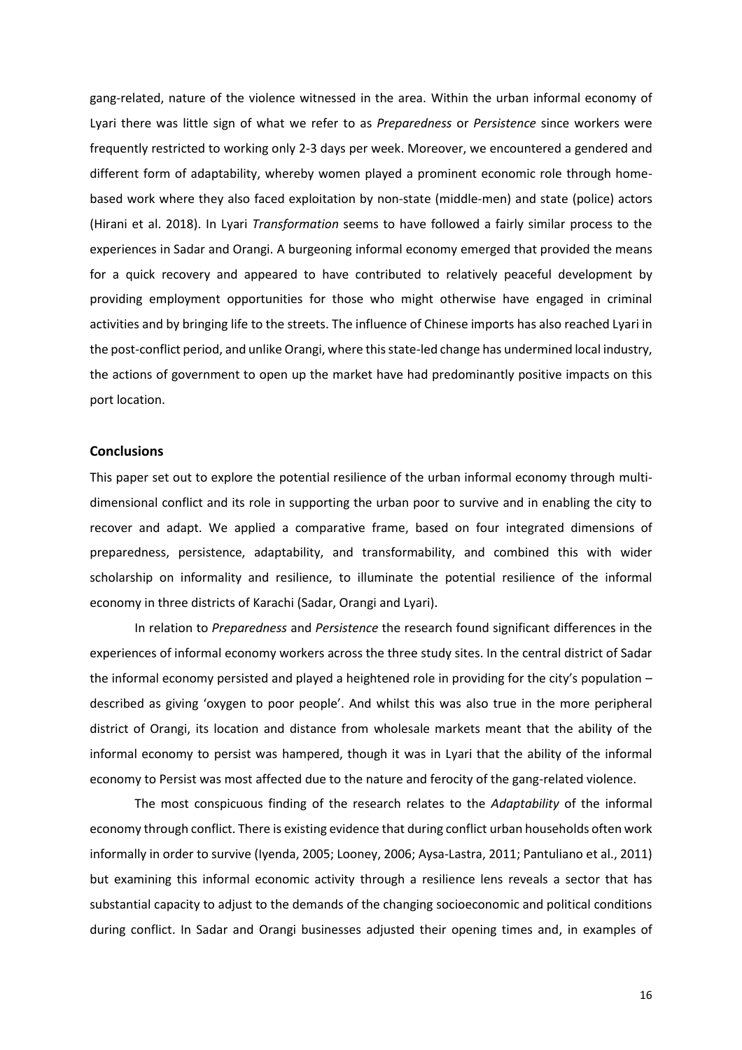gang-related, nature of the violence witnessed in the area. Within the urban informal economy of Lyari there was little sign of what we refer to as *Preparedness* or *Persistence* since workers were frequently restricted to working only 2-3 days per week. Moreover, we encountered a gendered and different form of adaptability, whereby women played a prominent economic role through home-based work where they also faced exploitation by non-state (middle-men) and state (police) actors (Hirani et al. 2018). In Lyari *Transformation* seems to have followed a fairly similar process to the experiences in Sadar and Orangi. A burgeoning informal economy emerged that provided the means for a quick recovery and appeared to have contributed to relatively peaceful development by providing employment opportunities for those who might otherwise have engaged in criminal activities and by bringing life to the streets. The influence of Chinese imports has also reached Lyari in the post-conflict period, and unlike Orangi, where this state-led change has undermined local industry, the actions of government to open up the market have had predominantly positive impacts on this port location.

## Conclusions

This paper set out to explore the potential resilience of the urban informal economy through multi-dimensional conflict and its role in supporting the urban poor to survive and in enabling the city to recover and adapt. We applied a comparative frame, based on four integrated dimensions of preparedness, persistence, adaptability, and transformability, and combined this with wider scholarship on informality and resilience, to illuminate the potential resilience of the informal economy in three districts of Karachi (Sadar, Orangi and Lyari).

In relation to *Preparedness* and *Persistence* the research found significant differences in the experiences of informal economy workers across the three study sites. In the central district of Sadar the informal economy persisted and played a heightened role in providing for the city's population – described as giving 'oxygen to poor people'. And whilst this was also true in the more peripheral district of Orangi, its location and distance from wholesale markets meant that the ability of the informal economy to persist was hampered, though it was in Lyari that the ability of the informal economy to Persist was most affected due to the nature and ferocity of the gang-related violence.

The most conspicuous finding of the research relates to the *Adaptability* of the informal economy through conflict. There is existing evidence that during conflict urban households often work informally in order to survive (Iyenda, 2005; Looney, 2006; Aysa-Lastra, 2011; Pantuliano et al., 2011) but examining this informal economic activity through a resilience lens reveals a sector that has substantial capacity to adjust to the demands of the changing socioeconomic and political conditions during conflict. In Sadar and Orangi businesses adjusted their opening times and, in examples of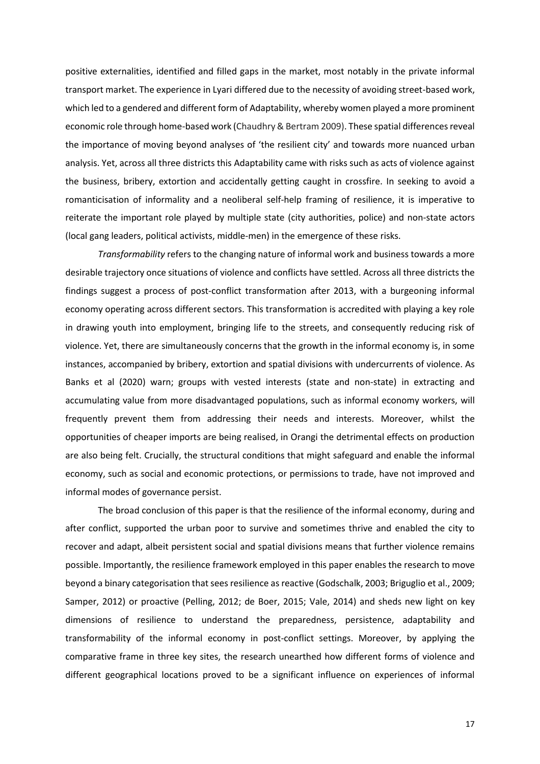positive externalities, identified and filled gaps in the market, most notably in the private informal transport market. The experience in Lyari differed due to the necessity of avoiding street-based work, which led to a gendered and different form of Adaptability, whereby women played a more prominent economic role through home-based work (Chaudhry & Bertram 2009). These spatial differences reveal the importance of moving beyond analyses of 'the resilient city' and towards more nuanced urban analysis. Yet, across all three districts this Adaptability came with risks such as acts of violence against the business, bribery, extortion and accidentally getting caught in crossfire. In seeking to avoid a romanticisation of informality and a neoliberal self-help framing of resilience, it is imperative to reiterate the important role played by multiple state (city authorities, police) and non-state actors (local gang leaders, political activists, middle-men) in the emergence of these risks.

*Transformability* refers to the changing nature of informal work and business towards a more desirable trajectory once situations of violence and conflicts have settled. Across all three districts the findings suggest a process of post-conflict transformation after 2013, with a burgeoning informal economy operating across different sectors. This transformation is accredited with playing a key role in drawing youth into employment, bringing life to the streets, and consequently reducing risk of violence. Yet, there are simultaneously concerns that the growth in the informal economy is, in some instances, accompanied by bribery, extortion and spatial divisions with undercurrents of violence. As Banks et al (2020) warn; groups with vested interests (state and non-state) in extracting and accumulating value from more disadvantaged populations, such as informal economy workers, will frequently prevent them from addressing their needs and interests. Moreover, whilst the opportunities of cheaper imports are being realised, in Orangi the detrimental effects on production are also being felt. Crucially, the structural conditions that might safeguard and enable the informal economy, such as social and economic protections, or permissions to trade, have not improved and informal modes of governance persist.

The broad conclusion of this paper is that the resilience of the informal economy, during and after conflict, supported the urban poor to survive and sometimes thrive and enabled the city to recover and adapt, albeit persistent social and spatial divisions means that further violence remains possible. Importantly, the resilience framework employed in this paper enables the research to move beyond a binary categorisation that sees resilience as reactive (Godschalk, 2003; Briguglio et al., 2009; Samper, 2012) or proactive (Pelling, 2012; de Boer, 2015; Vale, 2014) and sheds new light on key dimensions of resilience to understand the preparedness, persistence, adaptability and transformability of the informal economy in post-conflict settings. Moreover, by applying the comparative frame in three key sites, the research unearthed how different forms of violence and different geographical locations proved to be a significant influence on experiences of informal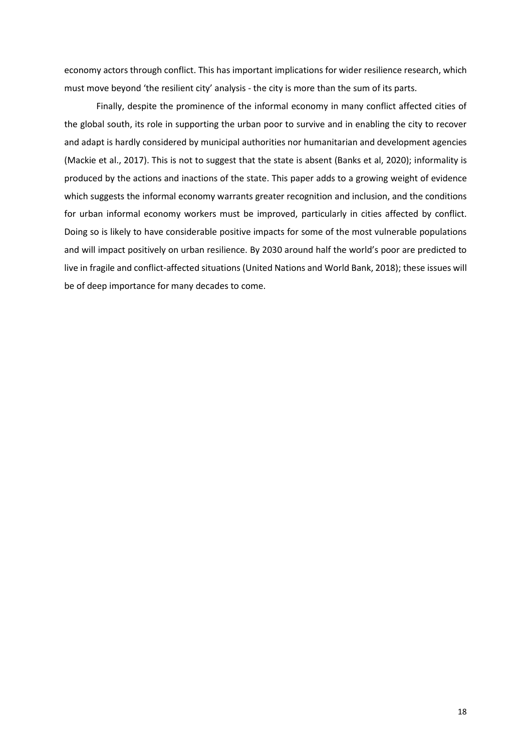economy actors through conflict. This has important implications for wider resilience research, which must move beyond 'the resilient city' analysis - the city is more than the sum of its parts.

Finally, despite the prominence of the informal economy in many conflict affected cities of the global south, its role in supporting the urban poor to survive and in enabling the city to recover and adapt is hardly considered by municipal authorities nor humanitarian and development agencies (Mackie et al., 2017). This is not to suggest that the state is absent (Banks et al, 2020); informality is produced by the actions and inactions of the state. This paper adds to a growing weight of evidence which suggests the informal economy warrants greater recognition and inclusion, and the conditions for urban informal economy workers must be improved, particularly in cities affected by conflict. Doing so is likely to have considerable positive impacts for some of the most vulnerable populations and will impact positively on urban resilience. By 2030 around half the world's poor are predicted to live in fragile and conflict-affected situations (United Nations and World Bank, 2018); these issues will be of deep importance for many decades to come.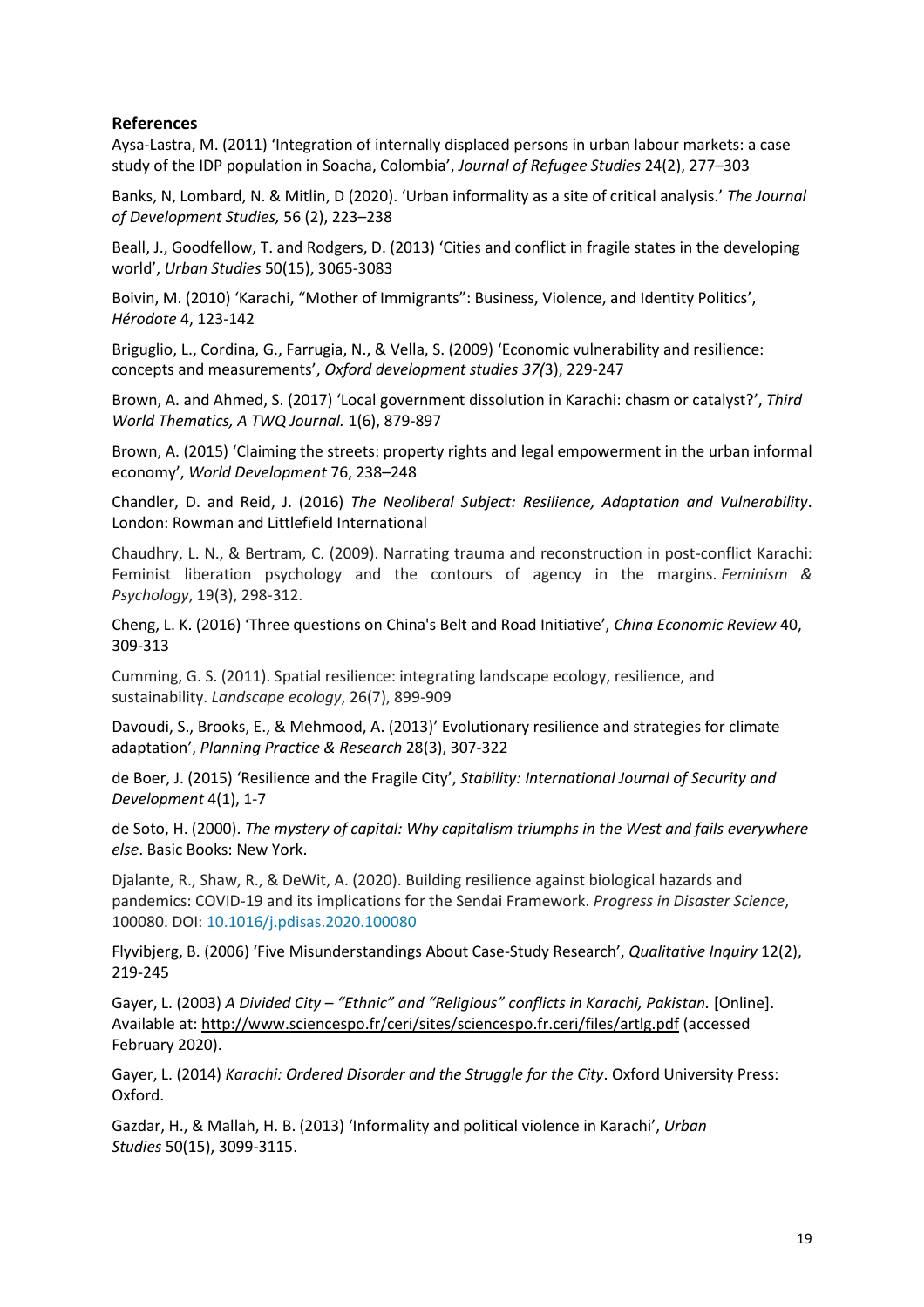## References

Aysa-Lastra, M. (2011) 'Integration of internally displaced persons in urban labour markets: a case study of the IDP population in Soacha, Colombia', *Journal of Refugee Studies* 24(2), 277–303

Banks, N, Lombard, N. & Mitlin, D (2020). 'Urban informality as a site of critical analysis.' *The Journal of Development Studies,* 56 (2), 223–238

Beall, J., Goodfellow, T. and Rodgers, D. (2013) 'Cities and conflict in fragile states in the developing world', *Urban Studies* 50(15), 3065-3083

Boivin, M. (2010) 'Karachi, "Mother of Immigrants": Business, Violence, and Identity Politics', *Hérodote* 4, 123-142

Briguglio, L., Cordina, G., Farrugia, N., & Vella, S. (2009) 'Economic vulnerability and resilience: concepts and measurements', *Oxford development studies 37(*3), 229-247

Brown, A. and Ahmed, S. (2017) 'Local government dissolution in Karachi: chasm or catalyst?', *Third World Thematics, A TWQ Journal.* 1(6), 879-897

Brown, A. (2015) 'Claiming the streets: property rights and legal empowerment in the urban informal economy', *World Development* 76, 238–248

Chandler, D. and Reid, J. (2016) *The Neoliberal Subject: Resilience, Adaptation and Vulnerability*. London: Rowman and Littlefield International

Chaudhry, L. N., & Bertram, C. (2009). Narrating trauma and reconstruction in post-conflict Karachi: Feminist liberation psychology and the contours of agency in the margins. *Feminism & Psychology*, 19(3), 298-312.

Cheng, L. K. (2016) 'Three questions on China's Belt and Road Initiative', *China Economic Review* 40, 309-313

Cumming, G. S. (2011). Spatial resilience: integrating landscape ecology, resilience, and sustainability. *Landscape ecology*, 26(7), 899-909

Davoudi, S., Brooks, E., & Mehmood, A. (2013)' Evolutionary resilience and strategies for climate adaptation', *Planning Practice & Research* 28(3), 307-322

de Boer, J. (2015) 'Resilience and the Fragile City', *Stability: International Journal of Security and Development* 4(1), 1-7

de Soto, H. (2000). *The mystery of capital: Why capitalism triumphs in the West and fails everywhere else*. Basic Books: New York.

Djalante, R., Shaw, R., & DeWit, A. (2020). Building resilience against biological hazards and pandemics: COVID-19 and its implications for the Sendai Framework. *Progress in Disaster Science*, 100080. DOI: 10.1016/j.pdisas.2020.100080

Flyvibjerg, B. (2006) 'Five Misunderstandings About Case-Study Research', *Qualitative Inquiry* 12(2), 219-245

Gayer, L. (2003) *A Divided City – "Ethnic" and "Religious" conflicts in Karachi, Pakistan.* [Online]. Available at: http://www.sciencespo.fr/ceri/sites/sciencespo.fr.ceri/files/artlg.pdf (accessed February 2020).

Gayer, L. (2014) *Karachi: Ordered Disorder and the Struggle for the City*. Oxford University Press: Oxford.

Gazdar, H., & Mallah, H. B. (2013) 'Informality and political violence in Karachi', *Urban Studies* 50(15), 3099-3115.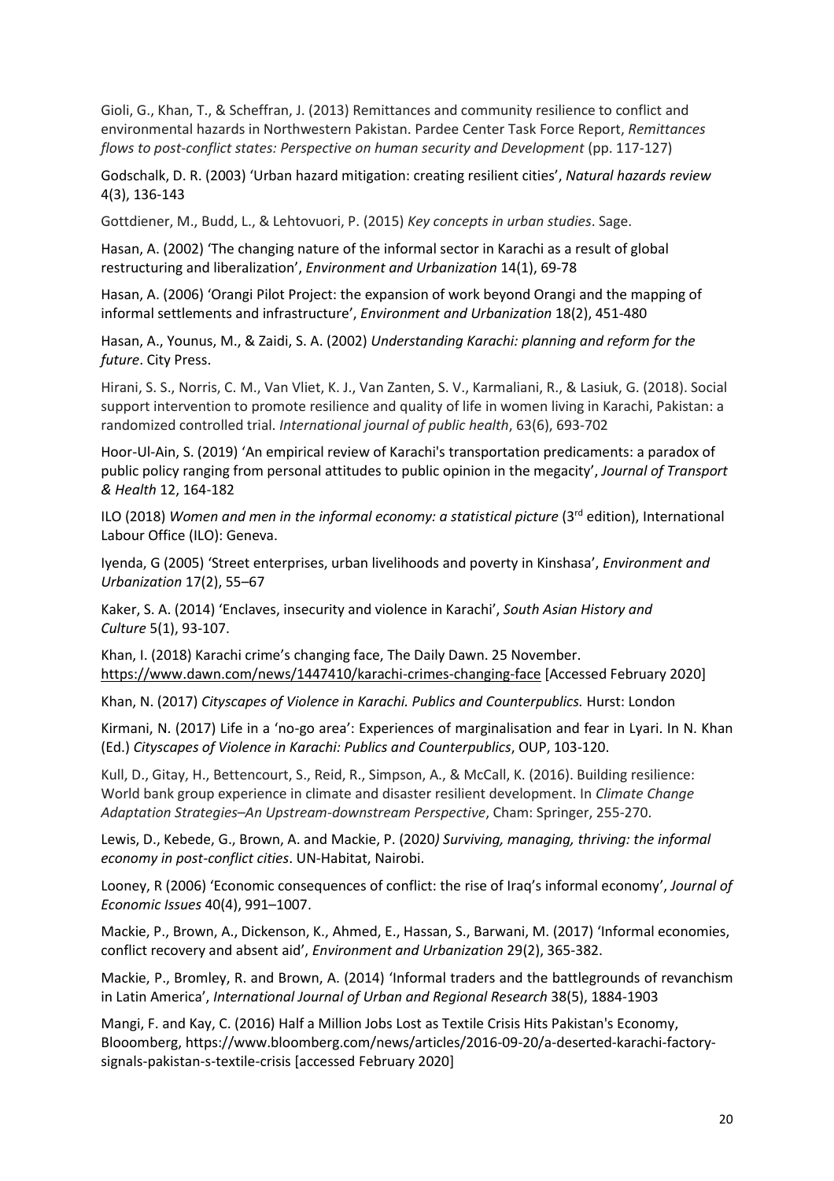Gioli, G., Khan, T., & Scheffran, J. (2013) Remittances and community resilience to conflict and environmental hazards in Northwestern Pakistan. Pardee Center Task Force Report, *Remittances flows to post-conflict states: Perspective on human security and Development* (pp. 117-127)

Godschalk, D. R. (2003) 'Urban hazard mitigation: creating resilient cities', *Natural hazards review* 4(3), 136-143

Gottdiener, M., Budd, L., & Lehtovuori, P. (2015) *Key concepts in urban studies*. Sage.

Hasan, A. (2002) 'The changing nature of the informal sector in Karachi as a result of global restructuring and liberalization', *Environment and Urbanization* 14(1), 69-78

Hasan, A. (2006) 'Orangi Pilot Project: the expansion of work beyond Orangi and the mapping of informal settlements and infrastructure', *Environment and Urbanization* 18(2), 451-480

Hasan, A., Younus, M., & Zaidi, S. A. (2002) *Understanding Karachi: planning and reform for the future*. City Press.

Hirani, S. S., Norris, C. M., Van Vliet, K. J., Van Zanten, S. V., Karmaliani, R., & Lasiuk, G. (2018). Social support intervention to promote resilience and quality of life in women living in Karachi, Pakistan: a randomized controlled trial. *International journal of public health*, 63(6), 693-702

Hoor-Ul-Ain, S. (2019) 'An empirical review of Karachi's transportation predicaments: a paradox of public policy ranging from personal attitudes to public opinion in the megacity', *Journal of Transport & Health* 12, 164-182

ILO (2018) *Women and men in the informal economy: a statistical picture* (3rd edition), International Labour Office (ILO): Geneva.

Iyenda, G (2005) 'Street enterprises, urban livelihoods and poverty in Kinshasa', *Environment and Urbanization* 17(2), 55–67

Kaker, S. A. (2014) 'Enclaves, insecurity and violence in Karachi', *South Asian History and Culture* 5(1), 93-107.

Khan, I. (2018) Karachi crime's changing face, The Daily Dawn. 25 November. https://www.dawn.com/news/1447410/karachi-crimes-changing-face [Accessed February 2020]

Khan, N. (2017) *Cityscapes of Violence in Karachi. Publics and Counterpublics.* Hurst: London

Kirmani, N. (2017) Life in a 'no-go area': Experiences of marginalisation and fear in Lyari. In N. Khan (Ed.) *Cityscapes of Violence in Karachi: Publics and Counterpublics*, OUP, 103-120.

Kull, D., Gitay, H., Bettencourt, S., Reid, R., Simpson, A., & McCall, K. (2016). Building resilience: World bank group experience in climate and disaster resilient development. In *Climate Change Adaptation Strategies–An Upstream-downstream Perspective*, Cham: Springer, 255-270.

Lewis, D., Kebede, G., Brown, A. and Mackie, P. (2020*) Surviving, managing, thriving: the informal economy in post-conflict cities*. UN-Habitat, Nairobi.

Looney, R (2006) 'Economic consequences of conflict: the rise of Iraq's informal economy', *Journal of Economic Issues* 40(4), 991–1007.

Mackie, P., Brown, A., Dickenson, K., Ahmed, E., Hassan, S., Barwani, M. (2017) 'Informal economies, conflict recovery and absent aid', *Environment and Urbanization* 29(2), 365-382.

Mackie, P., Bromley, R. and Brown, A. (2014) 'Informal traders and the battlegrounds of revanchism in Latin America', *International Journal of Urban and Regional Research* 38(5), 1884-1903

Mangi, F. and Kay, C. (2016) Half a Million Jobs Lost as Textile Crisis Hits Pakistan's Economy, Blooomberg, https://www.bloomberg.com/news/articles/2016-09-20/a-deserted-karachi-factory-signals-pakistan-s-textile-crisis [accessed February 2020]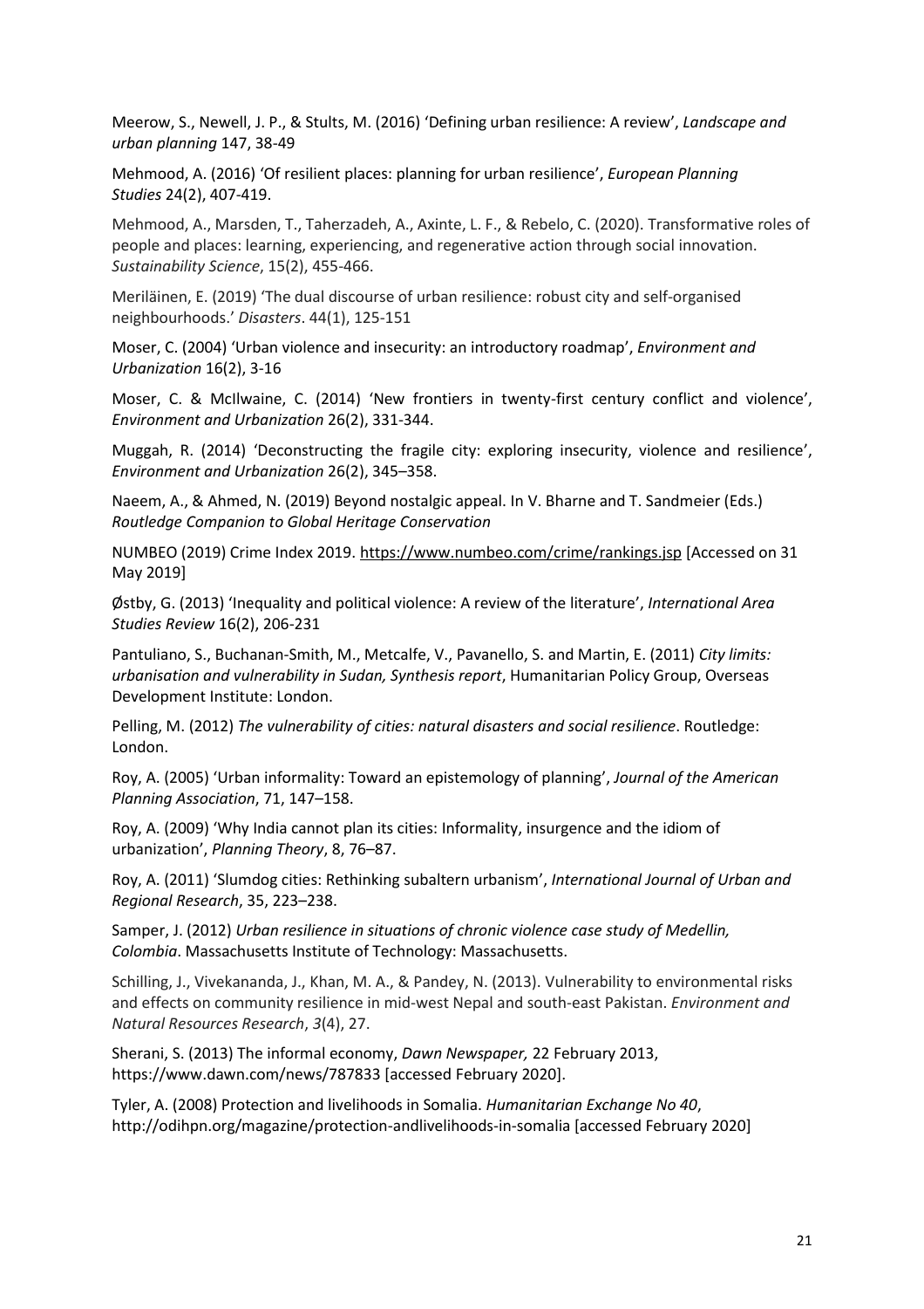Meerow, S., Newell, J. P., & Stults, M. (2016) 'Defining urban resilience: A review', *Landscape and urban planning* 147, 38-49

Mehmood, A. (2016) 'Of resilient places: planning for urban resilience', *European Planning Studies* 24(2), 407-419.

Mehmood, A., Marsden, T., Taherzadeh, A., Axinte, L. F., & Rebelo, C. (2020). Transformative roles of people and places: learning, experiencing, and regenerative action through social innovation. *Sustainability Science*, 15(2), 455-466.

Meriläinen, E. (2019) 'The dual discourse of urban resilience: robust city and self-organised neighbourhoods.' *Disasters*. 44(1), 125-151

Moser, C. (2004) 'Urban violence and insecurity: an introductory roadmap', *Environment and Urbanization* 16(2), 3-16

Moser, C. & McIlwaine, C. (2014) 'New frontiers in twenty-first century conflict and violence', *Environment and Urbanization* 26(2), 331-344.

Muggah, R. (2014) 'Deconstructing the fragile city: exploring insecurity, violence and resilience', *Environment and Urbanization* 26(2), 345–358.

Naeem, A., & Ahmed, N. (2019) Beyond nostalgic appeal. In V. Bharne and T. Sandmeier (Eds.) *Routledge Companion to Global Heritage Conservation*

NUMBEO (2019) Crime Index 2019. https://www.numbeo.com/crime/rankings.jsp [Accessed on 31 May 2019]

Østby, G. (2013) 'Inequality and political violence: A review of the literature', *International Area Studies Review* 16(2), 206-231

Pantuliano, S., Buchanan-Smith, M., Metcalfe, V., Pavanello, S. and Martin, E. (2011) *City limits: urbanisation and vulnerability in Sudan, Synthesis report*, Humanitarian Policy Group, Overseas Development Institute: London.

Pelling, M. (2012) *The vulnerability of cities: natural disasters and social resilience*. Routledge: London.

Roy, A. (2005) 'Urban informality: Toward an epistemology of planning', *Journal of the American Planning Association*, 71, 147–158.

Roy, A. (2009) 'Why India cannot plan its cities: Informality, insurgence and the idiom of urbanization', *Planning Theory*, 8, 76–87.

Roy, A. (2011) 'Slumdog cities: Rethinking subaltern urbanism', *International Journal of Urban and Regional Research*, 35, 223–238.

Samper, J. (2012) *Urban resilience in situations of chronic violence case study of Medellin, Colombia*. Massachusetts Institute of Technology: Massachusetts.

Schilling, J., Vivekananda, J., Khan, M. A., & Pandey, N. (2013). Vulnerability to environmental risks and effects on community resilience in mid-west Nepal and south-east Pakistan. *Environment and Natural Resources Research*, *3*(4), 27.

Sherani, S. (2013) The informal economy, *Dawn Newspaper,* 22 February 2013, https://www.dawn.com/news/787833 [accessed February 2020].

Tyler, A. (2008) Protection and livelihoods in Somalia. *Humanitarian Exchange No 40*, http://odihpn.org/magazine/protection-andlivelihoods-in-somalia [accessed February 2020]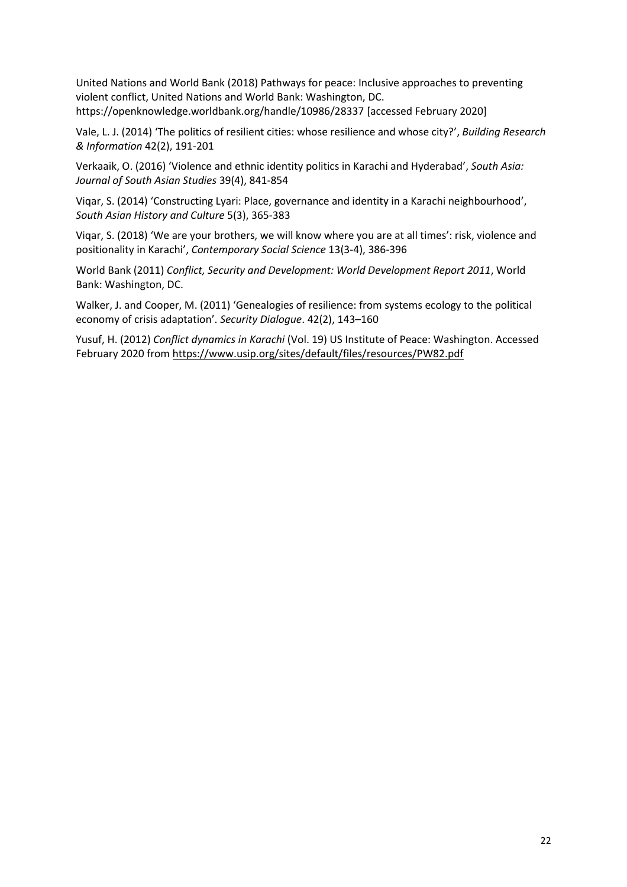United Nations and World Bank (2018) Pathways for peace: Inclusive approaches to preventing violent conflict, United Nations and World Bank: Washington, DC. https://openknowledge.worldbank.org/handle/10986/28337 [accessed February 2020]

Vale, L. J. (2014) 'The politics of resilient cities: whose resilience and whose city?', *Building Research & Information* 42(2), 191-201

Verkaaik, O. (2016) 'Violence and ethnic identity politics in Karachi and Hyderabad', *South Asia: Journal of South Asian Studies* 39(4), 841-854

Viqar, S. (2014) 'Constructing Lyari: Place, governance and identity in a Karachi neighbourhood', *South Asian History and Culture* 5(3), 365-383

Viqar, S. (2018) 'We are your brothers, we will know where you are at all times': risk, violence and positionality in Karachi', *Contemporary Social Science* 13(3-4), 386-396

World Bank (2011) *Conflict, Security and Development: World Development Report 2011*, World Bank: Washington, DC.

Walker, J. and Cooper, M. (2011) 'Genealogies of resilience: from systems ecology to the political economy of crisis adaptation'. *Security Dialogue*. 42(2), 143–160

Yusuf, H. (2012) *Conflict dynamics in Karachi* (Vol. 19) US Institute of Peace: Washington. Accessed February 2020 from https://www.usip.org/sites/default/files/resources/PW82.pdf